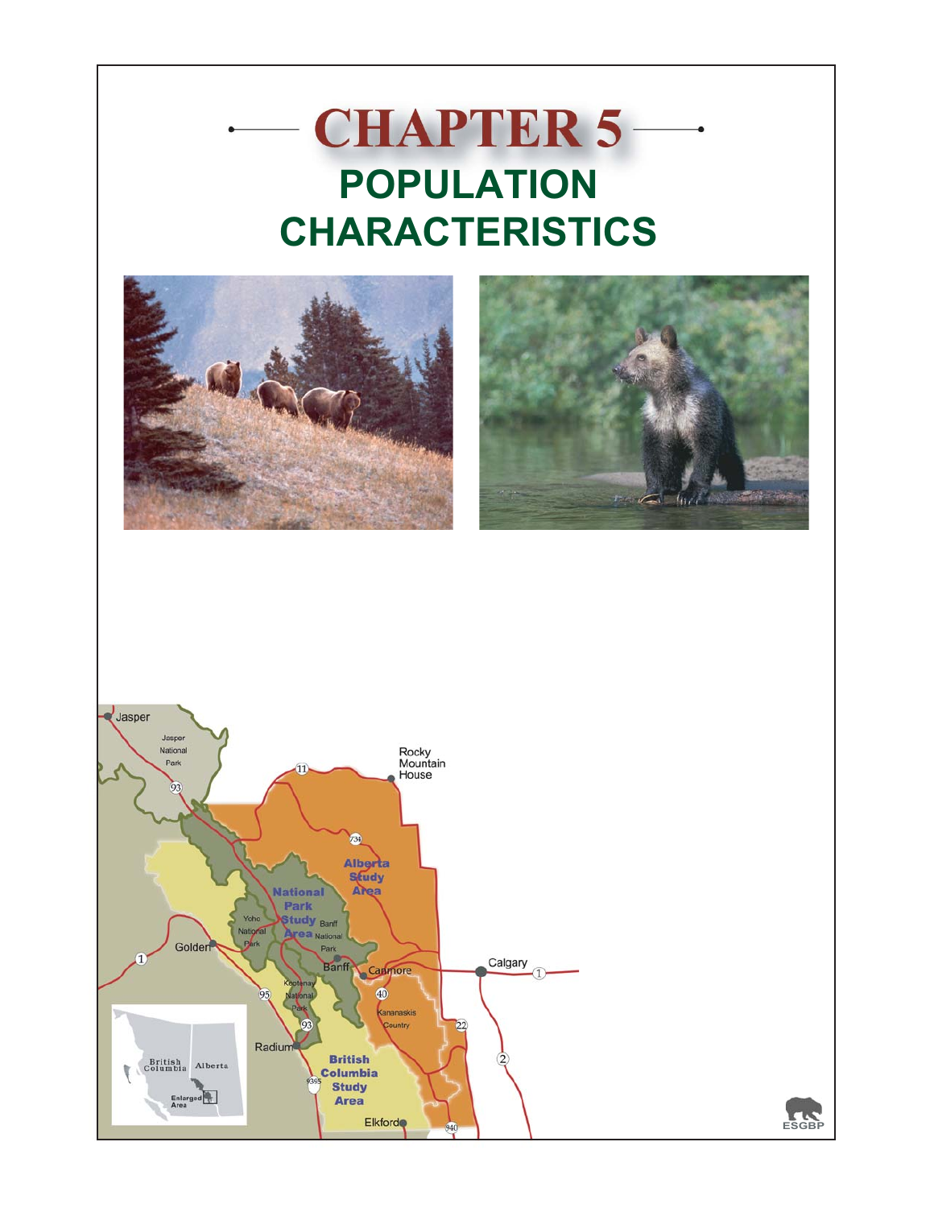# CHAPTER 5

## POPULATION CHARACTERISTICS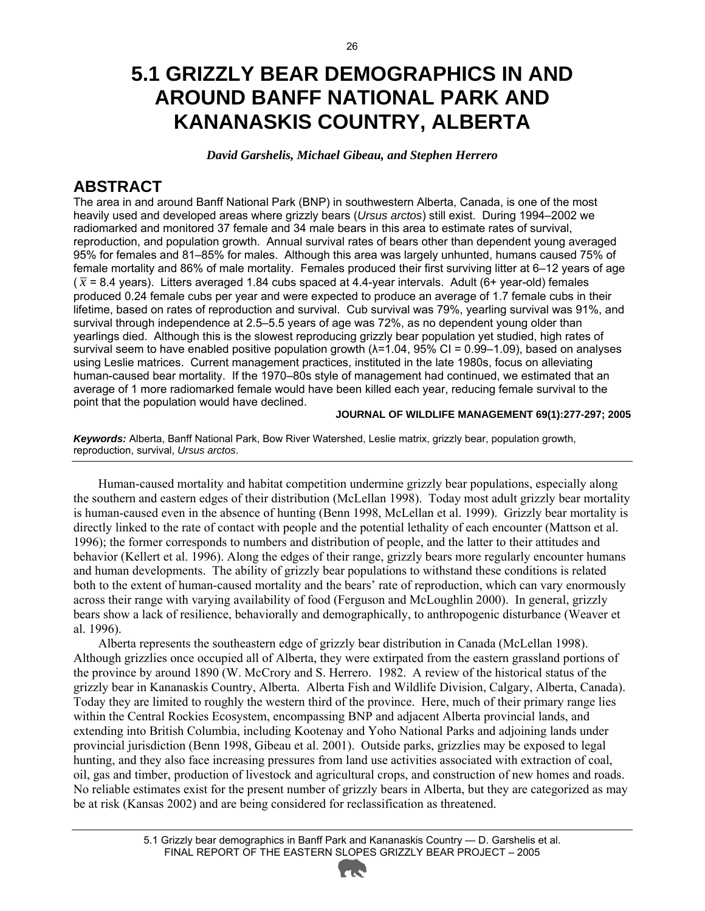# 5.1 GRIZZLY BEAR DEMOGRAPHICS IN AND AROUND BANFF NATIONAL PARK AND KANANASKIS COUNTRY, ALBERTA

***David Garshelis, Michael Gibeau, and Stephen Herrero***

## ABSTRACT

The area in and around Banff National Park (BNP) in southwestern Alberta, Canada, is one of the most heavily used and developed areas where grizzly bears (*Ursus arctos*) still exist. During 1994–2002 we radiomarked and monitored 37 female and 34 male bears in this area to estimate rates of survival, reproduction, and population growth. Annual survival rates of bears other than dependent young averaged 95% for females and 81–85% for males. Although this area was largely unhunted, humans caused 75% of female mortality and 86% of male mortality. Females produced their first surviving litter at 6–12 years of age ($\bar{x}$ = 8.4 years). Litters averaged 1.84 cubs spaced at 4.4-year intervals. Adult (6+ year-old) females produced 0.24 female cubs per year and were expected to produce an average of 1.7 female cubs in their lifetime, based on rates of reproduction and survival. Cub survival was 79%, yearling survival was 91%, and survival through independence at 2.5–5.5 years of age was 72%, as no dependent young older than yearlings died. Although this is the slowest reproducing grizzly bear population yet studied, high rates of survival seem to have enabled positive population growth ($\lambda$=1.04, 95% CI = 0.99–1.09), based on analyses using Leslie matrices. Current management practices, instituted in the late 1980s, focus on alleviating human-caused bear mortality. If the 1970–80s style of management had continued, we estimated that an average of 1 more radiomarked female would have been killed each year, reducing female survival to the point that the population would have declined.

**JOURNAL OF WILDLIFE MANAGEMENT 69(1):277-297; 2005**

***Keywords:*** Alberta, Banff National Park, Bow River Watershed, Leslie matrix, grizzly bear, population growth, reproduction, survival, *Ursus arctos*.

---

Human-caused mortality and habitat competition undermine grizzly bear populations, especially along the southern and eastern edges of their distribution (McLellan 1998). Today most adult grizzly bear mortality is human-caused even in the absence of hunting (Benn 1998, McLellan et al. 1999). Grizzly bear mortality is directly linked to the rate of contact with people and the potential lethality of each encounter (Mattson et al. 1996); the former corresponds to numbers and distribution of people, and the latter to their attitudes and behavior (Kellert et al. 1996). Along the edges of their range, grizzly bears more regularly encounter humans and human developments. The ability of grizzly bear populations to withstand these conditions is related both to the extent of human-caused mortality and the bears' rate of reproduction, which can vary enormously across their range with varying availability of food (Ferguson and McLoughlin 2000). In general, grizzly bears show a lack of resilience, behaviorally and demographically, to anthropogenic disturbance (Weaver et al. 1996).

Alberta represents the southeastern edge of grizzly bear distribution in Canada (McLellan 1998). Although grizzlies once occupied all of Alberta, they were extirpated from the eastern grassland portions of the province by around 1890 (W. McCrory and S. Herrero. 1982. A review of the historical status of the grizzly bear in Kananaskis Country, Alberta. Alberta Fish and Wildlife Division, Calgary, Alberta, Canada). Today they are limited to roughly the western third of the province. Here, much of their primary range lies within the Central Rockies Ecosystem, encompassing BNP and adjacent Alberta provincial lands, and extending into British Columbia, including Kootenay and Yoho National Parks and adjoining lands under provincial jurisdiction (Benn 1998, Gibeau et al. 2001). Outside parks, grizzlies may be exposed to legal hunting, and they also face increasing pressures from land use activities associated with extraction of coal, oil, gas and timber, production of livestock and agricultural crops, and construction of new homes and roads. No reliable estimates exist for the present number of grizzly bears in Alberta, but they are categorized as may be at risk (Kansas 2002) and are being considered for reclassification as threatened.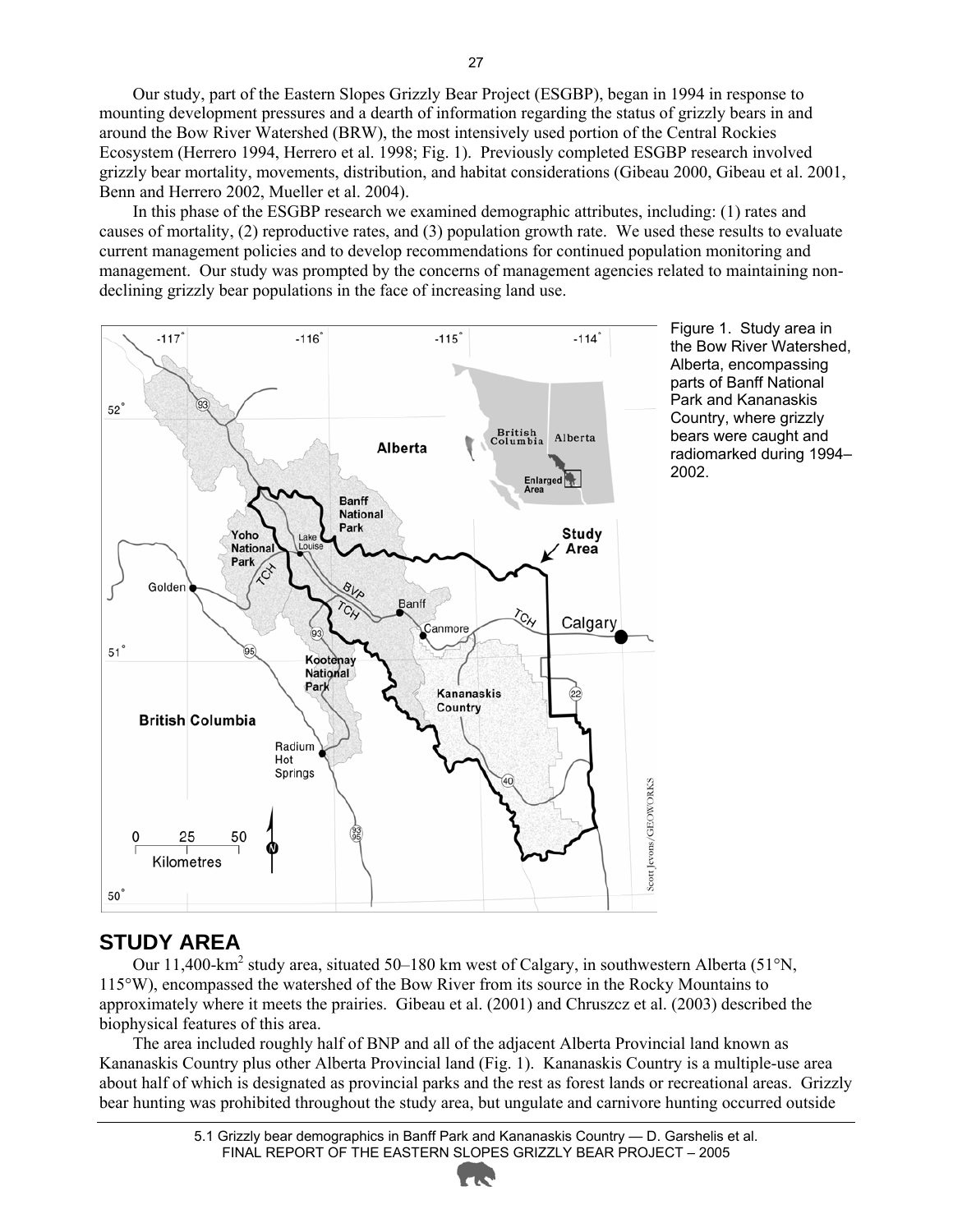Our study, part of the Eastern Slopes Grizzly Bear Project (ESGBP), began in 1994 in response to mounting development pressures and a dearth of information regarding the status of grizzly bears in and around the Bow River Watershed (BRW), the most intensively used portion of the Central Rockies Ecosystem (Herrero 1994, Herrero et al. 1998; Fig. 1). Previously completed ESGBP research involved grizzly bear mortality, movements, distribution, and habitat considerations (Gibeau 2000, Gibeau et al. 2001, Benn and Herrero 2002, Mueller et al. 2004).

In this phase of the ESGBP research we examined demographic attributes, including: (1) rates and causes of mortality, (2) reproductive rates, and (3) population growth rate. We used these results to evaluate current management policies and to develop recommendations for continued population monitoring and management. Our study was prompted by the concerns of management agencies related to maintaining non-declining grizzly bear populations in the face of increasing land use.

Figure 1. Study area in the Bow River Watershed, Alberta, encompassing parts of Banff National Park and Kananaskis Country, where grizzly bears were caught and radiomarked during 1994–2002.

## STUDY AREA

Our 11,400-km$^2$ study area, situated 50–180 km west of Calgary, in southwestern Alberta (51°N, 115°W), encompassed the watershed of the Bow River from its source in the Rocky Mountains to approximately where it meets the prairies. Gibeau et al. (2001) and Chruszcz et al. (2003) described the biophysical features of this area.

The area included roughly half of BNP and all of the adjacent Alberta Provincial land known as Kananaskis Country plus other Alberta Provincial land (Fig. 1). Kananaskis Country is a multiple-use area about half of which is designated as provincial parks and the rest as forest lands or recreational areas. Grizzly bear hunting was prohibited throughout the study area, but ungulate and carnivore hunting occurred outside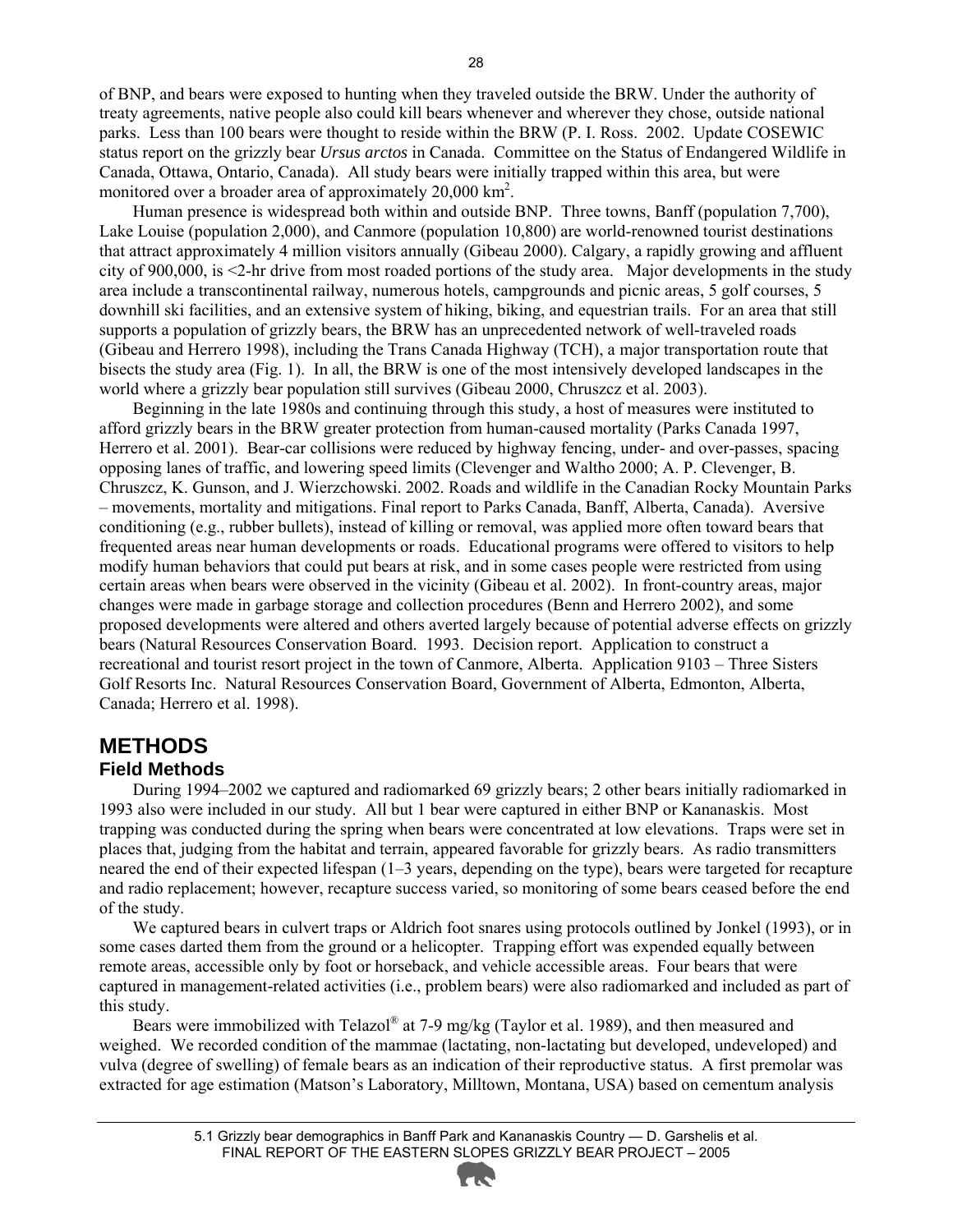of BNP, and bears were exposed to hunting when they traveled outside the BRW. Under the authority of treaty agreements, native people also could kill bears whenever and wherever they chose, outside national parks. Less than 100 bears were thought to reside within the BRW (P. I. Ross. 2002. Update COSEWIC status report on the grizzly bear *Ursus arctos* in Canada. Committee on the Status of Endangered Wildlife in Canada, Ottawa, Ontario, Canada). All study bears were initially trapped within this area, but were monitored over a broader area of approximately 20,000 km$^2$.

Human presence is widespread both within and outside BNP. Three towns, Banff (population 7,700), Lake Louise (population 2,000), and Canmore (population 10,800) are world-renowned tourist destinations that attract approximately 4 million visitors annually (Gibeau 2000). Calgary, a rapidly growing and affluent city of 900,000, is <2-hr drive from most roaded portions of the study area. Major developments in the study area include a transcontinental railway, numerous hotels, campgrounds and picnic areas, 5 golf courses, 5 downhill ski facilities, and an extensive system of hiking, biking, and equestrian trails. For an area that still supports a population of grizzly bears, the BRW has an unprecedented network of well-traveled roads (Gibeau and Herrero 1998), including the Trans Canada Highway (TCH), a major transportation route that bisects the study area (Fig. 1). In all, the BRW is one of the most intensively developed landscapes in the world where a grizzly bear population still survives (Gibeau 2000, Chruszcz et al. 2003).

Beginning in the late 1980s and continuing through this study, a host of measures were instituted to afford grizzly bears in the BRW greater protection from human-caused mortality (Parks Canada 1997, Herrero et al. 2001). Bear-car collisions were reduced by highway fencing, under- and over-passes, spacing opposing lanes of traffic, and lowering speed limits (Clevenger and Waltho 2000; A. P. Clevenger, B. Chruszcz, K. Gunson, and J. Wierzchowski. 2002. Roads and wildlife in the Canadian Rocky Mountain Parks – movements, mortality and mitigations. Final report to Parks Canada, Banff, Alberta, Canada). Aversive conditioning (e.g., rubber bullets), instead of killing or removal, was applied more often toward bears that frequented areas near human developments or roads. Educational programs were offered to visitors to help modify human behaviors that could put bears at risk, and in some cases people were restricted from using certain areas when bears were observed in the vicinity (Gibeau et al. 2002). In front-country areas, major changes were made in garbage storage and collection procedures (Benn and Herrero 2002), and some proposed developments were altered and others averted largely because of potential adverse effects on grizzly bears (Natural Resources Conservation Board. 1993. Decision report. Application to construct a recreational and tourist resort project in the town of Canmore, Alberta. Application 9103 – Three Sisters Golf Resorts Inc. Natural Resources Conservation Board, Government of Alberta, Edmonton, Alberta, Canada; Herrero et al. 1998).

# METHODS

## Field Methods

During 1994–2002 we captured and radiomarked 69 grizzly bears; 2 other bears initially radiomarked in 1993 also were included in our study. All but 1 bear were captured in either BNP or Kananaskis. Most trapping was conducted during the spring when bears were concentrated at low elevations. Traps were set in places that, judging from the habitat and terrain, appeared favorable for grizzly bears. As radio transmitters neared the end of their expected lifespan (1–3 years, depending on the type), bears were targeted for recapture and radio replacement; however, recapture success varied, so monitoring of some bears ceased before the end of the study.

We captured bears in culvert traps or Aldrich foot snares using protocols outlined by Jonkel (1993), or in some cases darted them from the ground or a helicopter. Trapping effort was expended equally between remote areas, accessible only by foot or horseback, and vehicle accessible areas. Four bears that were captured in management-related activities (i.e., problem bears) were also radiomarked and included as part of this study.

Bears were immobilized with Telazol® at 7-9 mg/kg (Taylor et al. 1989), and then measured and weighed. We recorded condition of the mammae (lactating, non-lactating but developed, undeveloped) and vulva (degree of swelling) of female bears as an indication of their reproductive status. A first premolar was extracted for age estimation (Matson's Laboratory, Milltown, Montana, USA) based on cementum analysis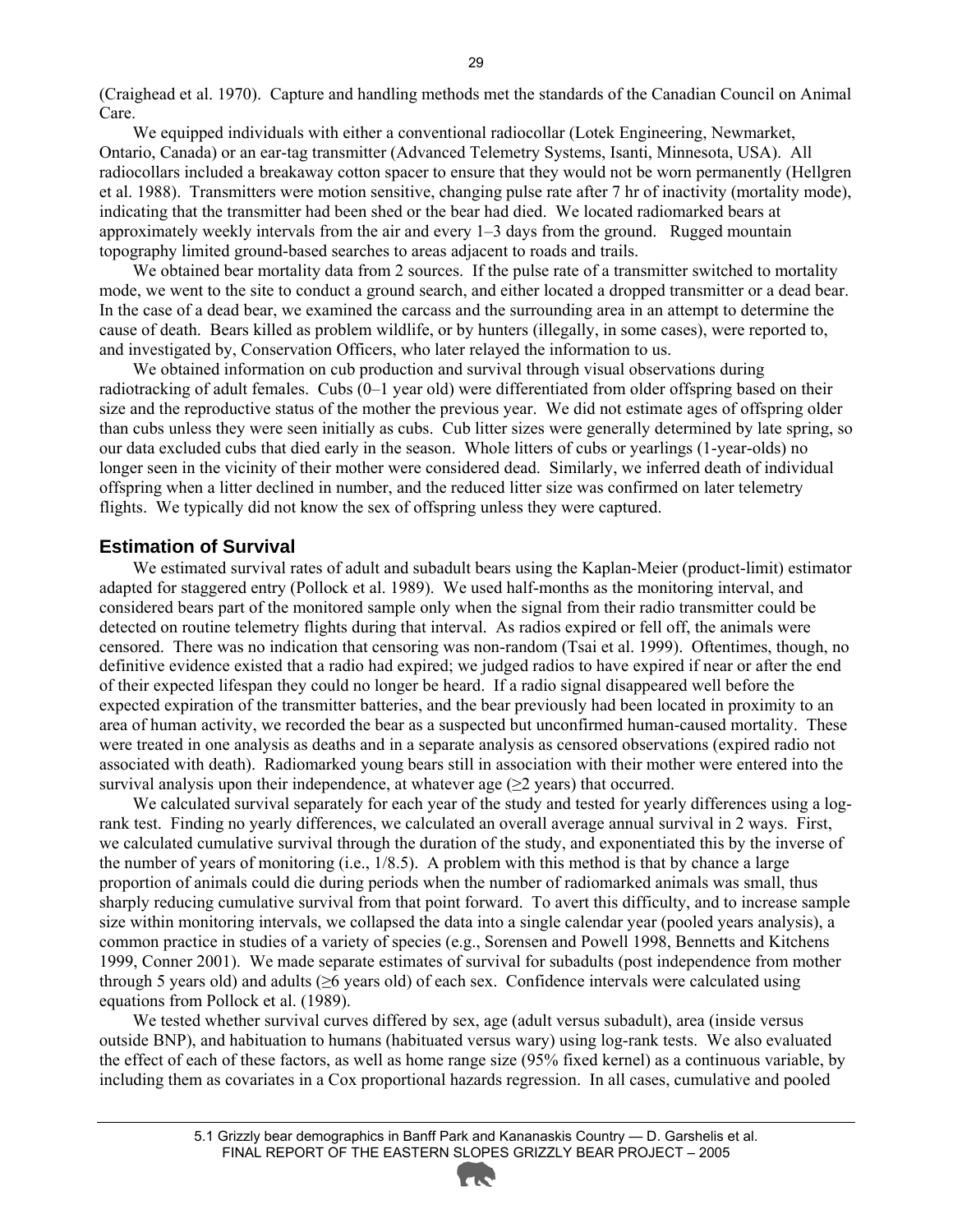(Craighead et al. 1970). Capture and handling methods met the standards of the Canadian Council on Animal Care.

We equipped individuals with either a conventional radiocollar (Lotek Engineering, Newmarket, Ontario, Canada) or an ear-tag transmitter (Advanced Telemetry Systems, Isanti, Minnesota, USA). All radiocollars included a breakaway cotton spacer to ensure that they would not be worn permanently (Hellgren et al. 1988). Transmitters were motion sensitive, changing pulse rate after 7 hr of inactivity (mortality mode), indicating that the transmitter had been shed or the bear had died. We located radiomarked bears at approximately weekly intervals from the air and every 1–3 days from the ground. Rugged mountain topography limited ground-based searches to areas adjacent to roads and trails.

We obtained bear mortality data from 2 sources. If the pulse rate of a transmitter switched to mortality mode, we went to the site to conduct a ground search, and either located a dropped transmitter or a dead bear. In the case of a dead bear, we examined the carcass and the surrounding area in an attempt to determine the cause of death. Bears killed as problem wildlife, or by hunters (illegally, in some cases), were reported to, and investigated by, Conservation Officers, who later relayed the information to us.

We obtained information on cub production and survival through visual observations during radiotracking of adult females. Cubs (0–1 year old) were differentiated from older offspring based on their size and the reproductive status of the mother the previous year. We did not estimate ages of offspring older than cubs unless they were seen initially as cubs. Cub litter sizes were generally determined by late spring, so our data excluded cubs that died early in the season. Whole litters of cubs or yearlings (1-year-olds) no longer seen in the vicinity of their mother were considered dead. Similarly, we inferred death of individual offspring when a litter declined in number, and the reduced litter size was confirmed on later telemetry flights. We typically did not know the sex of offspring unless they were captured.

## Estimation of Survival

We estimated survival rates of adult and subadult bears using the Kaplan-Meier (product-limit) estimator adapted for staggered entry (Pollock et al. 1989). We used half-months as the monitoring interval, and considered bears part of the monitored sample only when the signal from their radio transmitter could be detected on routine telemetry flights during that interval. As radios expired or fell off, the animals were censored. There was no indication that censoring was non-random (Tsai et al. 1999). Oftentimes, though, no definitive evidence existed that a radio had expired; we judged radios to have expired if near or after the end of their expected lifespan they could no longer be heard. If a radio signal disappeared well before the expected expiration of the transmitter batteries, and the bear previously had been located in proximity to an area of human activity, we recorded the bear as a suspected but unconfirmed human-caused mortality. These were treated in one analysis as deaths and in a separate analysis as censored observations (expired radio not associated with death). Radiomarked young bears still in association with their mother were entered into the survival analysis upon their independence, at whatever age ($\geq$2 years) that occurred.

We calculated survival separately for each year of the study and tested for yearly differences using a log-rank test. Finding no yearly differences, we calculated an overall average annual survival in 2 ways. First, we calculated cumulative survival through the duration of the study, and exponentiated this by the inverse of the number of years of monitoring (i.e., 1/8.5). A problem with this method is that by chance a large proportion of animals could die during periods when the number of radiomarked animals was small, thus sharply reducing cumulative survival from that point forward. To avert this difficulty, and to increase sample size within monitoring intervals, we collapsed the data into a single calendar year (pooled years analysis), a common practice in studies of a variety of species (e.g., Sorensen and Powell 1998, Bennetts and Kitchens 1999, Conner 2001). We made separate estimates of survival for subadults (post independence from mother through 5 years old) and adults ($\geq$6 years old) of each sex. Confidence intervals were calculated using equations from Pollock et al. (1989).

We tested whether survival curves differed by sex, age (adult versus subadult), area (inside versus outside BNP), and habituation to humans (habituated versus wary) using log-rank tests. We also evaluated the effect of each of these factors, as well as home range size (95% fixed kernel) as a continuous variable, by including them as covariates in a Cox proportional hazards regression. In all cases, cumulative and pooled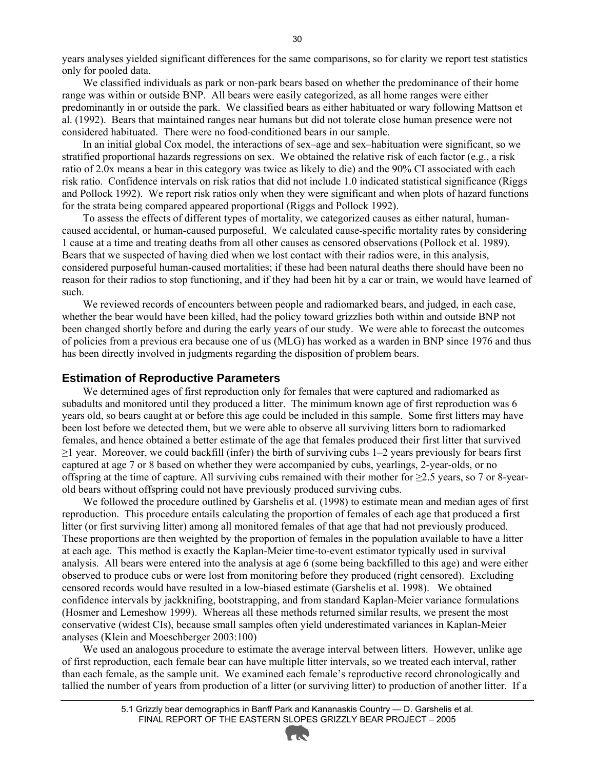years analyses yielded significant differences for the same comparisons, so for clarity we report test statistics only for pooled data.

We classified individuals as park or non-park bears based on whether the predominance of their home range was within or outside BNP. All bears were easily categorized, as all home ranges were either predominantly in or outside the park. We classified bears as either habituated or wary following Mattson et al. (1992). Bears that maintained ranges near humans but did not tolerate close human presence were not considered habituated. There were no food-conditioned bears in our sample.

In an initial global Cox model, the interactions of sex–age and sex–habituation were significant, so we stratified proportional hazards regressions on sex. We obtained the relative risk of each factor (e.g., a risk ratio of 2.0x means a bear in this category was twice as likely to die) and the 90% CI associated with each risk ratio. Confidence intervals on risk ratios that did not include 1.0 indicated statistical significance (Riggs and Pollock 1992). We report risk ratios only when they were significant and when plots of hazard functions for the strata being compared appeared proportional (Riggs and Pollock 1992).

To assess the effects of different types of mortality, we categorized causes as either natural, human-caused accidental, or human-caused purposeful. We calculated cause-specific mortality rates by considering 1 cause at a time and treating deaths from all other causes as censored observations (Pollock et al. 1989). Bears that we suspected of having died when we lost contact with their radios were, in this analysis, considered purposeful human-caused mortalities; if these had been natural deaths there should have been no reason for their radios to stop functioning, and if they had been hit by a car or train, we would have learned of such.

We reviewed records of encounters between people and radiomarked bears, and judged, in each case, whether the bear would have been killed, had the policy toward grizzlies both within and outside BNP not been changed shortly before and during the early years of our study. We were able to forecast the outcomes of policies from a previous era because one of us (MLG) has worked as a warden in BNP since 1976 and thus has been directly involved in judgments regarding the disposition of problem bears.

## Estimation of Reproductive Parameters

We determined ages of first reproduction only for females that were captured and radiomarked as subadults and monitored until they produced a litter. The minimum known age of first reproduction was 6 years old, so bears caught at or before this age could be included in this sample. Some first litters may have been lost before we detected them, but we were able to observe all surviving litters born to radiomarked females, and hence obtained a better estimate of the age that females produced their first litter that survived ≥1 year. Moreover, we could backfill (infer) the birth of surviving cubs 1–2 years previously for bears first captured at age 7 or 8 based on whether they were accompanied by cubs, yearlings, 2-year-olds, or no offspring at the time of capture. All surviving cubs remained with their mother for ≥2.5 years, so 7 or 8-year-old bears without offspring could not have previously produced surviving cubs.

We followed the procedure outlined by Garshelis et al. (1998) to estimate mean and median ages of first reproduction. This procedure entails calculating the proportion of females of each age that produced a first litter (or first surviving litter) among all monitored females of that age that had not previously produced. These proportions are then weighted by the proportion of females in the population available to have a litter at each age. This method is exactly the Kaplan-Meier time-to-event estimator typically used in survival analysis. All bears were entered into the analysis at age 6 (some being backfilled to this age) and were either observed to produce cubs or were lost from monitoring before they produced (right censored). Excluding censored records would have resulted in a low-biased estimate (Garshelis et al. 1998). We obtained confidence intervals by jackknifing, bootstrapping, and from standard Kaplan-Meier variance formulations (Hosmer and Lemeshow 1999). Whereas all these methods returned similar results, we present the most conservative (widest CIs), because small samples often yield underestimated variances in Kaplan-Meier analyses (Klein and Moeschberger 2003:100)

We used an analogous procedure to estimate the average interval between litters. However, unlike age of first reproduction, each female bear can have multiple litter intervals, so we treated each interval, rather than each female, as the sample unit. We examined each female's reproductive record chronologically and tallied the number of years from production of a litter (or surviving litter) to production of another litter. If a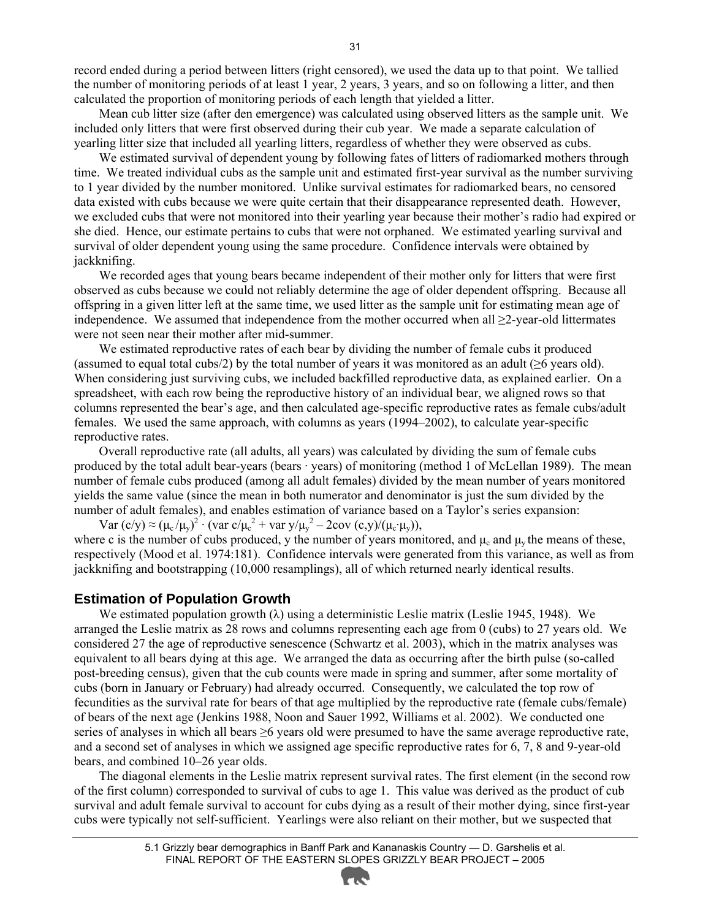record ended during a period between litters (right censored), we used the data up to that point. We tallied the number of monitoring periods of at least 1 year, 2 years, 3 years, and so on following a litter, and then calculated the proportion of monitoring periods of each length that yielded a litter.

Mean cub litter size (after den emergence) was calculated using observed litters as the sample unit. We included only litters that were first observed during their cub year. We made a separate calculation of yearling litter size that included all yearling litters, regardless of whether they were observed as cubs.

We estimated survival of dependent young by following fates of litters of radiomarked mothers through time. We treated individual cubs as the sample unit and estimated first-year survival as the number surviving to 1 year divided by the number monitored. Unlike survival estimates for radiomarked bears, no censored data existed with cubs because we were quite certain that their disappearance represented death. However, we excluded cubs that were not monitored into their yearling year because their mother's radio had expired or she died. Hence, our estimate pertains to cubs that were not orphaned. We estimated yearling survival and survival of older dependent young using the same procedure. Confidence intervals were obtained by jackknifing.

We recorded ages that young bears became independent of their mother only for litters that were first observed as cubs because we could not reliably determine the age of older dependent offspring. Because all offspring in a given litter left at the same time, we used litter as the sample unit for estimating mean age of independence. We assumed that independence from the mother occurred when all ≥2-year-old littermates were not seen near their mother after mid-summer.

We estimated reproductive rates of each bear by dividing the number of female cubs it produced (assumed to equal total cubs/2) by the total number of years it was monitored as an adult (≥6 years old). When considering just surviving cubs, we included backfilled reproductive data, as explained earlier. On a spreadsheet, with each row being the reproductive history of an individual bear, we aligned rows so that columns represented the bear's age, and then calculated age-specific reproductive rates as female cubs/adult females. We used the same approach, with columns as years (1994–2002), to calculate year-specific reproductive rates.

Overall reproductive rate (all adults, all years) was calculated by dividing the sum of female cubs produced by the total adult bear-years (bears · years) of monitoring (method 1 of McLellan 1989). The mean number of female cubs produced (among all adult females) divided by the mean number of years monitored yields the same value (since the mean in both numerator and denominator is just the sum divided by the number of adult females), and enables estimation of variance based on a Taylor's series expansion:

$$\mathrm{Var}\,(c/y) \approx (\mu_c/\mu_y)^2 \cdot (\mathrm{var}\; c/\mu_c^2 + \mathrm{var}\; y/\mu_y^2 - 2\mathrm{cov}\,(c,y)/(\mu_c \cdot \mu_y)),$$

where c is the number of cubs produced, y the number of years monitored, and $\mu_c$ and $\mu_y$ the means of these, respectively (Mood et al. 1974:181). Confidence intervals were generated from this variance, as well as from jackknifing and bootstrapping (10,000 resamplings), all of which returned nearly identical results.

## Estimation of Population Growth

We estimated population growth (λ) using a deterministic Leslie matrix (Leslie 1945, 1948). We arranged the Leslie matrix as 28 rows and columns representing each age from 0 (cubs) to 27 years old. We considered 27 the age of reproductive senescence (Schwartz et al. 2003), which in the matrix analyses was equivalent to all bears dying at this age. We arranged the data as occurring after the birth pulse (so-called post-breeding census), given that the cub counts were made in spring and summer, after some mortality of cubs (born in January or February) had already occurred. Consequently, we calculated the top row of fecundities as the survival rate for bears of that age multiplied by the reproductive rate (female cubs/female) of bears of the next age (Jenkins 1988, Noon and Sauer 1992, Williams et al. 2002). We conducted one series of analyses in which all bears ≥6 years old were presumed to have the same average reproductive rate, and a second set of analyses in which we assigned age specific reproductive rates for 6, 7, 8 and 9-year-old bears, and combined 10–26 year olds.

The diagonal elements in the Leslie matrix represent survival rates. The first element (in the second row of the first column) corresponded to survival of cubs to age 1. This value was derived as the product of cub survival and adult female survival to account for cubs dying as a result of their mother dying, since first-year cubs were typically not self-sufficient. Yearlings were also reliant on their mother, but we suspected that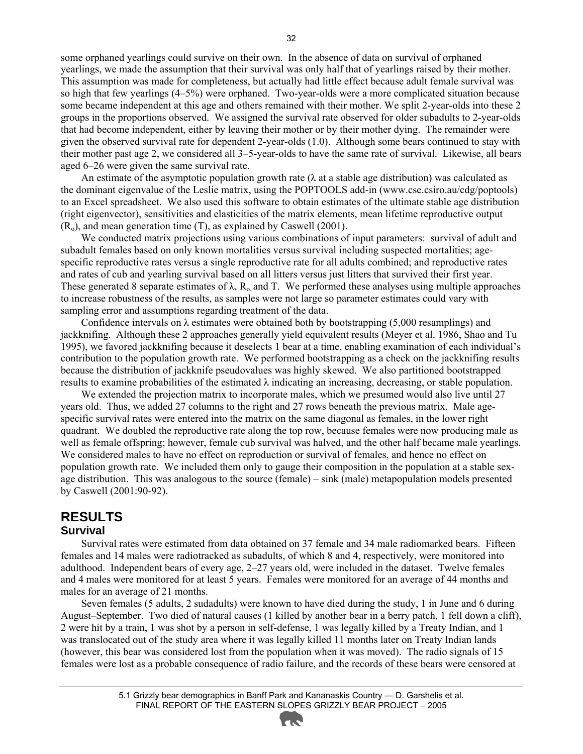some orphaned yearlings could survive on their own. In the absence of data on survival of orphaned yearlings, we made the assumption that their survival was only half that of yearlings raised by their mother. This assumption was made for completeness, but actually had little effect because adult female survival was so high that few yearlings (4–5%) were orphaned. Two-year-olds were a more complicated situation because some became independent at this age and others remained with their mother. We split 2-year-olds into these 2 groups in the proportions observed. We assigned the survival rate observed for older subadults to 2-year-olds that had become independent, either by leaving their mother or by their mother dying. The remainder were given the observed survival rate for dependent 2-year-olds (1.0). Although some bears continued to stay with their mother past age 2, we considered all 3–5-year-olds to have the same rate of survival. Likewise, all bears aged 6–26 were given the same survival rate.

An estimate of the asymptotic population growth rate ($\lambda$ at a stable age distribution) was calculated as the dominant eigenvalue of the Leslie matrix, using the POPTOOLS add-in (www.cse.csiro.au/cdg/poptools) to an Excel spreadsheet. We also used this software to obtain estimates of the ultimate stable age distribution (right eigenvector), sensitivities and elasticities of the matrix elements, mean lifetime reproductive output ($R_o$), and mean generation time (T), as explained by Caswell (2001).

We conducted matrix projections using various combinations of input parameters: survival of adult and subadult females based on only known mortalities versus survival including suspected mortalities; age-specific reproductive rates versus a single reproductive rate for all adults combined; and reproductive rates and rates of cub and yearling survival based on all litters versus just litters that survived their first year. These generated 8 separate estimates of $\lambda$, $R_o$ and T. We performed these analyses using multiple approaches to increase robustness of the results, as samples were not large so parameter estimates could vary with sampling error and assumptions regarding treatment of the data.

Confidence intervals on $\lambda$ estimates were obtained both by bootstrapping (5,000 resamplings) and jackknifing. Although these 2 approaches generally yield equivalent results (Meyer et al. 1986, Shao and Tu 1995), we favored jackknifing because it deselects 1 bear at a time, enabling examination of each individual's contribution to the population growth rate. We performed bootstrapping as a check on the jackknifing results because the distribution of jackknife pseudovalues was highly skewed. We also partitioned bootstrapped results to examine probabilities of the estimated $\lambda$ indicating an increasing, decreasing, or stable population.

We extended the projection matrix to incorporate males, which we presumed would also live until 27 years old. Thus, we added 27 columns to the right and 27 rows beneath the previous matrix. Male age-specific survival rates were entered into the matrix on the same diagonal as females, in the lower right quadrant. We doubled the reproductive rate along the top row, because females were now producing male as well as female offspring; however, female cub survival was halved, and the other half became male yearlings. We considered males to have no effect on reproduction or survival of females, and hence no effect on population growth rate. We included them only to gauge their composition in the population at a stable sex-age distribution. This was analogous to the source (female) – sink (male) metapopulation models presented by Caswell (2001:90-92).

# RESULTS

## Survival

Survival rates were estimated from data obtained on 37 female and 34 male radiomarked bears. Fifteen females and 14 males were radiotracked as subadults, of which 8 and 4, respectively, were monitored into adulthood. Independent bears of every age, 2–27 years old, were included in the dataset. Twelve females and 4 males were monitored for at least 5 years. Females were monitored for an average of 44 months and males for an average of 21 months.

Seven females (5 adults, 2 sudadults) were known to have died during the study, 1 in June and 6 during August–September. Two died of natural causes (1 killed by another bear in a berry patch, 1 fell down a cliff), 2 were hit by a train, 1 was shot by a person in self-defense, 1 was legally killed by a Treaty Indian, and 1 was translocated out of the study area where it was legally killed 11 months later on Treaty Indian lands (however, this bear was considered lost from the population when it was moved). The radio signals of 15 females were lost as a probable consequence of radio failure, and the records of these bears were censored at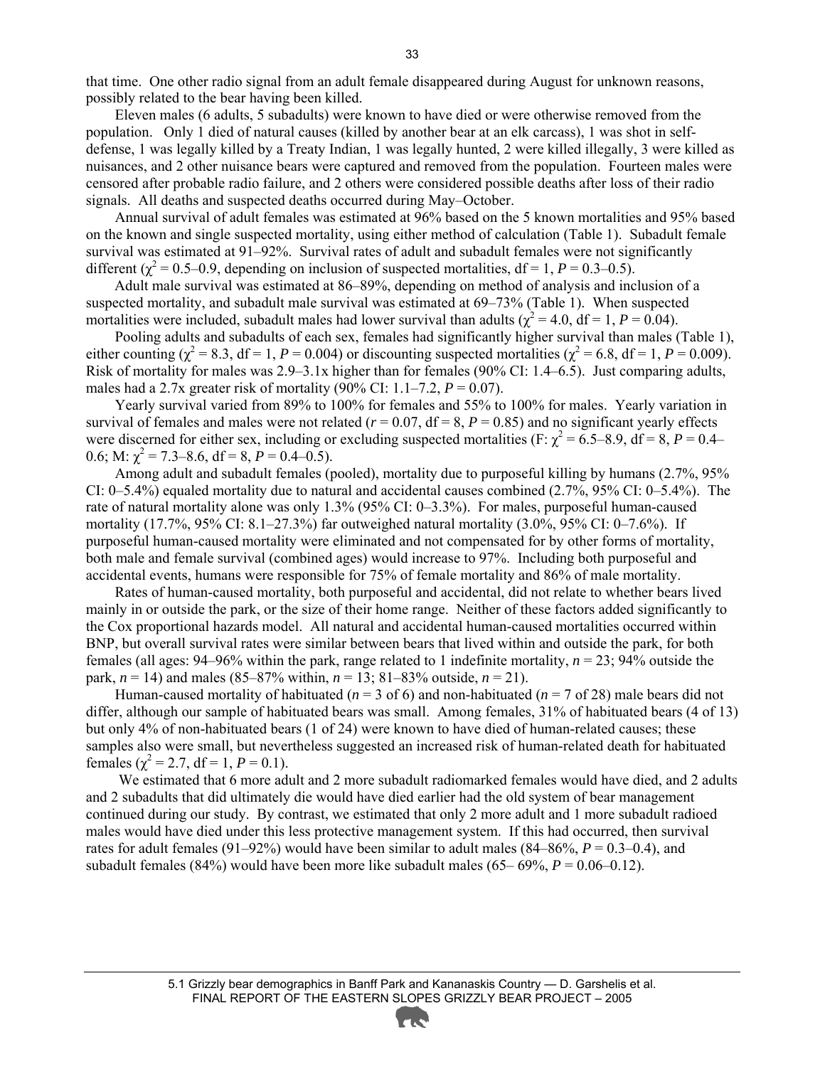that time. One other radio signal from an adult female disappeared during August for unknown reasons, possibly related to the bear having been killed.

Eleven males (6 adults, 5 subadults) were known to have died or were otherwise removed from the population. Only 1 died of natural causes (killed by another bear at an elk carcass), 1 was shot in self-defense, 1 was legally killed by a Treaty Indian, 1 was legally hunted, 2 were killed illegally, 3 were killed as nuisances, and 2 other nuisance bears were captured and removed from the population. Fourteen males were censored after probable radio failure, and 2 others were considered possible deaths after loss of their radio signals. All deaths and suspected deaths occurred during May–October.

Annual survival of adult females was estimated at 96% based on the 5 known mortalities and 95% based on the known and single suspected mortality, using either method of calculation (Table 1). Subadult female survival was estimated at 91–92%. Survival rates of adult and subadult females were not significantly different ($\chi^2$ = 0.5–0.9, depending on inclusion of suspected mortalities, df = 1, *P* = 0.3–0.5).

Adult male survival was estimated at 86–89%, depending on method of analysis and inclusion of a suspected mortality, and subadult male survival was estimated at 69–73% (Table 1). When suspected mortalities were included, subadult males had lower survival than adults ($\chi^2$ = 4.0, df = 1, *P* = 0.04).

Pooling adults and subadults of each sex, females had significantly higher survival than males (Table 1), either counting ($\chi^2$ = 8.3, df = 1, *P* = 0.004) or discounting suspected mortalities ($\chi^2$ = 6.8, df = 1, *P* = 0.009). Risk of mortality for males was 2.9–3.1x higher than for females (90% CI: 1.4–6.5). Just comparing adults, males had a 2.7x greater risk of mortality (90% CI: 1.1–7.2, *P* = 0.07).

Yearly survival varied from 89% to 100% for females and 55% to 100% for males. Yearly variation in survival of females and males were not related (*r* = 0.07, df = 8, *P* = 0.85) and no significant yearly effects were discerned for either sex, including or excluding suspected mortalities (F: $\chi^2$ = 6.5–8.9, df = 8, *P* = 0.4–0.6; M: $\chi^2$ = 7.3–8.6, df = 8, *P* = 0.4–0.5).

Among adult and subadult females (pooled), mortality due to purposeful killing by humans (2.7%, 95% CI: 0–5.4%) equaled mortality due to natural and accidental causes combined (2.7%, 95% CI: 0–5.4%). The rate of natural mortality alone was only 1.3% (95% CI: 0–3.3%). For males, purposeful human-caused mortality (17.7%, 95% CI: 8.1–27.3%) far outweighed natural mortality (3.0%, 95% CI: 0–7.6%). If purposeful human-caused mortality were eliminated and not compensated for by other forms of mortality, both male and female survival (combined ages) would increase to 97%. Including both purposeful and accidental events, humans were responsible for 75% of female mortality and 86% of male mortality.

Rates of human-caused mortality, both purposeful and accidental, did not relate to whether bears lived mainly in or outside the park, or the size of their home range. Neither of these factors added significantly to the Cox proportional hazards model. All natural and accidental human-caused mortalities occurred within BNP, but overall survival rates were similar between bears that lived within and outside the park, for both females (all ages: 94–96% within the park, range related to 1 indefinite mortality, *n* = 23; 94% outside the park, *n* = 14) and males (85–87% within, *n* = 13; 81–83% outside, *n* = 21).

Human-caused mortality of habituated (*n* = 3 of 6) and non-habituated (*n* = 7 of 28) male bears did not differ, although our sample of habituated bears was small. Among females, 31% of habituated bears (4 of 13) but only 4% of non-habituated bears (1 of 24) were known to have died of human-related causes; these samples also were small, but nevertheless suggested an increased risk of human-related death for habituated females ($\chi^2$ = 2.7, df = 1, *P* = 0.1).

We estimated that 6 more adult and 2 more subadult radiomarked females would have died, and 2 adults and 2 subadults that did ultimately die would have died earlier had the old system of bear management continued during our study. By contrast, we estimated that only 2 more adult and 1 more subadult radioed males would have died under this less protective management system. If this had occurred, then survival rates for adult females (91–92%) would have been similar to adult males (84–86%, *P* = 0.3–0.4), and subadult females (84%) would have been more like subadult males (65– 69%, *P* = 0.06–0.12).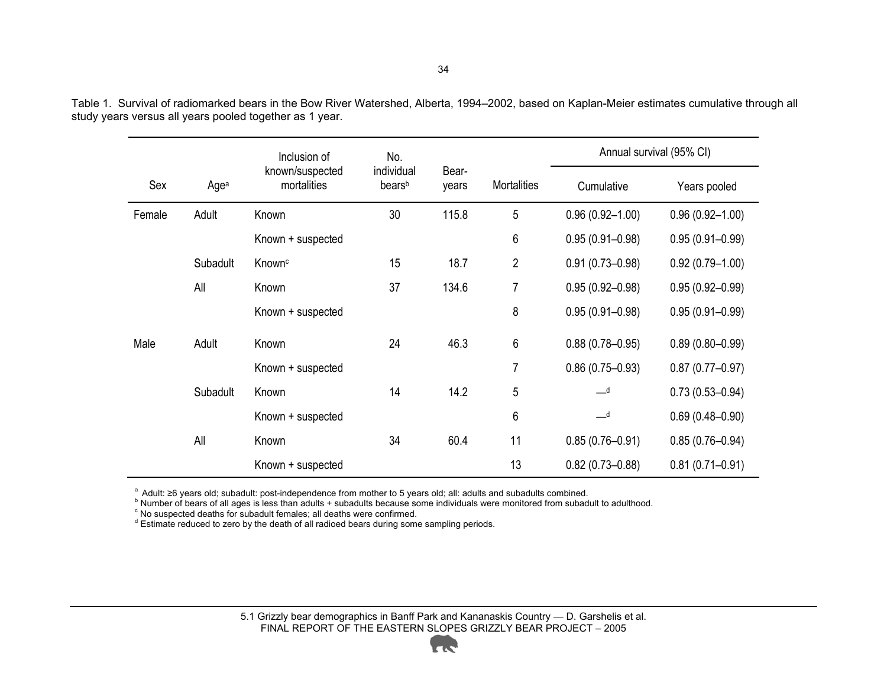Table 1. Survival of radiomarked bears in the Bow River Watershed, Alberta, 1994–2002, based on Kaplan-Meier estimates cumulative through all study years versus all years pooled together as 1 year.

| Sex | Age[a] | Inclusion of known/suspected mortalities | No. individual bears[b] | Bear-years | Mortalities | Annual survival (95% CI) | |
|---|---|---|---|---|---|---|---|
| | | | | | | Cumulative | Years pooled |
| Female | Adult | Known | 30 | 115.8 | 5 | 0.96 (0.92–1.00) | 0.96 (0.92–1.00) |
| | | Known + suspected | | | 6 | 0.95 (0.91–0.98) | 0.95 (0.91–0.99) |
| | Subadult | Known[c] | 15 | 18.7 | 2 | 0.91 (0.73–0.98) | 0.92 (0.79–1.00) |
| | All | Known | 37 | 134.6 | 7 | 0.95 (0.92–0.98) | 0.95 (0.92–0.99) |
| | | Known + suspected | | | 8 | 0.95 (0.91–0.98) | 0.95 (0.91–0.99) |
| Male | Adult | Known | 24 | 46.3 | 6 | 0.88 (0.78–0.95) | 0.89 (0.80–0.99) |
| | | Known + suspected | | | 7 | 0.86 (0.75–0.93) | 0.87 (0.77–0.97) |
| | Subadult | Known | 14 | 14.2 | 5 | —[d] | 0.73 (0.53–0.94) |
| | | Known + suspected | | | 6 | —[d] | 0.69 (0.48–0.90) |
| | All | Known | 34 | 60.4 | 11 | 0.85 (0.76–0.91) | 0.85 (0.76–0.94) |
| | | Known + suspected | | | 13 | 0.82 (0.73–0.88) | 0.81 (0.71–0.91) |

[a] Adult: ≥6 years old; subadult: post-independence from mother to 5 years old; all: adults and subadults combined.
[b] Number of bears of all ages is less than adults + subadults because some individuals were monitored from subadult to adulthood.
[c] No suspected deaths for subadult females; all deaths were confirmed.
[d] Estimate reduced to zero by the death of all radioed bears during some sampling periods.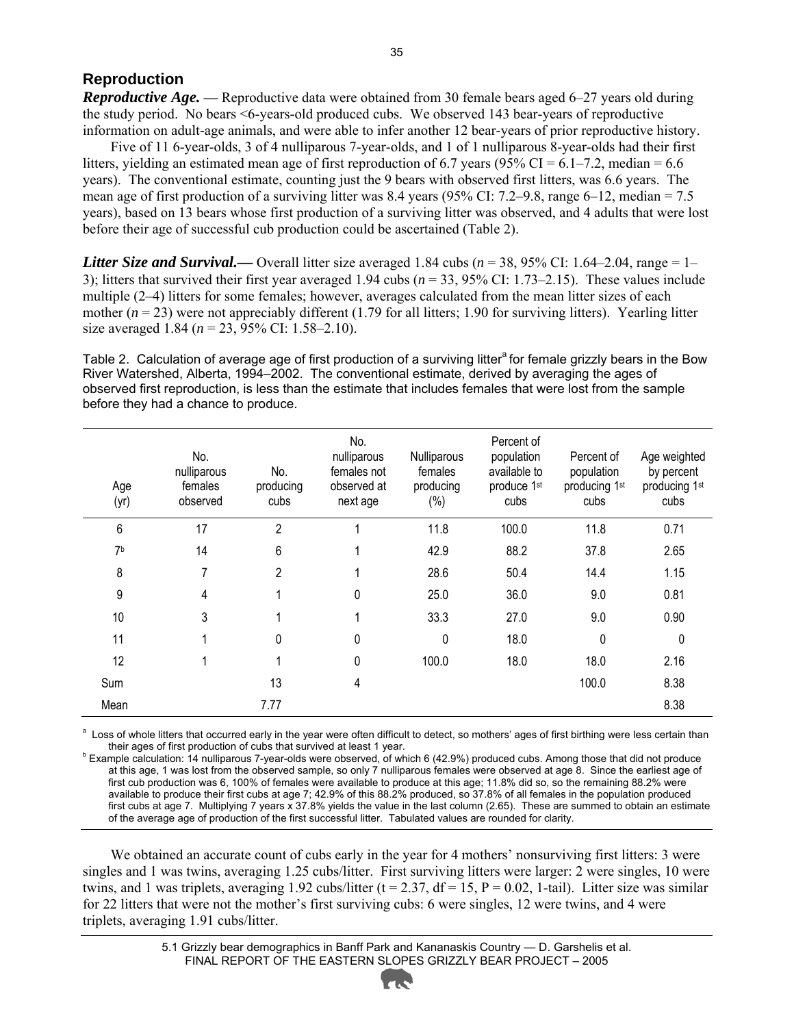## Reproduction

***Reproductive Age.*** — Reproductive data were obtained from 30 female bears aged 6–27 years old during the study period. No bears <6-years-old produced cubs. We observed 143 bear-years of reproductive information on adult-age animals, and were able to infer another 12 bear-years of prior reproductive history.

Five of 11 6-year-olds, 3 of 4 nulliparous 7-year-olds, and 1 of 1 nulliparous 8-year-olds had their first litters, yielding an estimated mean age of first reproduction of 6.7 years (95% CI = 6.1–7.2, median = 6.6 years). The conventional estimate, counting just the 9 bears with observed first litters, was 6.6 years. The mean age of first production of a surviving litter was 8.4 years (95% CI: 7.2–9.8, range 6–12, median = 7.5 years), based on 13 bears whose first production of a surviving litter was observed, and 4 adults that were lost before their age of successful cub production could be ascertained (Table 2).

***Litter Size and Survival.*** — Overall litter size averaged 1.84 cubs (*n* = 38, 95% CI: 1.64–2.04, range = 1–3); litters that survived their first year averaged 1.94 cubs (*n* = 33, 95% CI: 1.73–2.15). These values include multiple (2–4) litters for some females; however, averages calculated from the mean litter sizes of each mother (*n* = 23) were not appreciably different (1.79 for all litters; 1.90 for surviving litters). Yearling litter size averaged 1.84 (*n* = 23, 95% CI: 1.58–2.10).

Table 2. Calculation of average age of first production of a surviving litter[a] for female grizzly bears in the Bow River Watershed, Alberta, 1994–2002. The conventional estimate, derived by averaging the ages of observed first reproduction, is less than the estimate that includes females that were lost from the sample before they had a chance to produce.

| Age (yr) | No. nulliparous females observed | No. producing cubs | No. nulliparous females not observed at next age | Nulliparous females producing (%) | Percent of population available to produce 1st cubs | Percent of population producing 1st cubs | Age weighted by percent producing 1st cubs |
|---|---|---|---|---|---|---|---|
| 6 | 17 | 2 | 1 | 11.8 | 100.0 | 11.8 | 0.71 |
| 7[b] | 14 | 6 | 1 | 42.9 | 88.2 | 37.8 | 2.65 |
| 8 | 7 | 2 | 1 | 28.6 | 50.4 | 14.4 | 1.15 |
| 9 | 4 | 1 | 0 | 25.0 | 36.0 | 9.0 | 0.81 |
| 10 | 3 | 1 | 1 | 33.3 | 27.0 | 9.0 | 0.90 |
| 11 | 1 | 0 | 0 | 0 | 18.0 | 0 | 0 |
| 12 | 1 | 1 | 0 | 100.0 | 18.0 | 18.0 | 2.16 |
| Sum | | 13 | 4 | | | 100.0 | 8.38 |
| Mean | | 7.77 | | | | | 8.38 |

[a] Loss of whole litters that occurred early in the year were often difficult to detect, so mothers' ages of first birthing were less certain than their ages of first production of cubs that survived at least 1 year.

[b] Example calculation: 14 nulliparous 7-year-olds were observed, of which 6 (42.9%) produced cubs. Among those that did not produce at this age, 1 was lost from the observed sample, so only 7 nulliparous females were observed at age 8. Since the earliest age of first cub production was 6, 100% of females were available to produce at this age; 11.8% did so, so the remaining 88.2% were available to produce their first cubs at age 7; 42.9% of this 88.2% produced, so 37.8% of all females in the population produced first cubs at age 7. Multiplying 7 years x 37.8% yields the value in the last column (2.65). These are summed to obtain an estimate of the average age of production of the first successful litter. Tabulated values are rounded for clarity.

We obtained an accurate count of cubs early in the year for 4 mothers' nonsurviving first litters: 3 were singles and 1 was twins, averaging 1.25 cubs/litter. First surviving litters were larger: 2 were singles, 10 were twins, and 1 was triplets, averaging 1.92 cubs/litter ($t = 2.37$, $df = 15$, $P = 0.02$, 1-tail). Litter size was similar for 22 litters that were not the mother's first surviving cubs: 6 were singles, 12 were twins, and 4 were triplets, averaging 1.91 cubs/litter.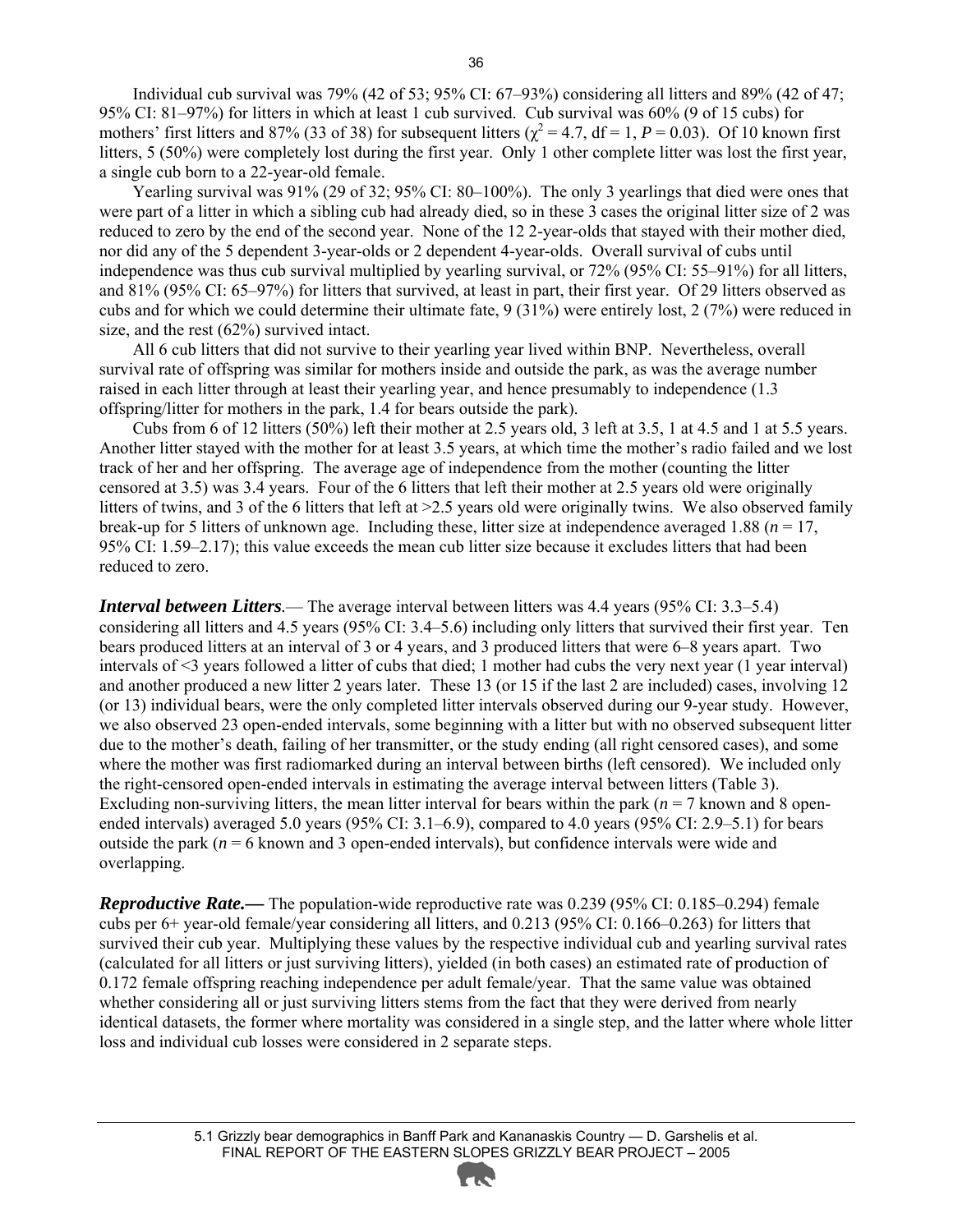Individual cub survival was 79% (42 of 53; 95% CI: 67–93%) considering all litters and 89% (42 of 47; 95% CI: 81–97%) for litters in which at least 1 cub survived. Cub survival was 60% (9 of 15 cubs) for mothers' first litters and 87% (33 of 38) for subsequent litters ($\chi^2 = 4.7$, df = 1, $P = 0.03$). Of 10 known first litters, 5 (50%) were completely lost during the first year. Only 1 other complete litter was lost the first year, a single cub born to a 22-year-old female.

Yearling survival was 91% (29 of 32; 95% CI: 80–100%). The only 3 yearlings that died were ones that were part of a litter in which a sibling cub had already died, so in these 3 cases the original litter size of 2 was reduced to zero by the end of the second year. None of the 12 2-year-olds that stayed with their mother died, nor did any of the 5 dependent 3-year-olds or 2 dependent 4-year-olds. Overall survival of cubs until independence was thus cub survival multiplied by yearling survival, or 72% (95% CI: 55–91%) for all litters, and 81% (95% CI: 65–97%) for litters that survived, at least in part, their first year. Of 29 litters observed as cubs and for which we could determine their ultimate fate, 9 (31%) were entirely lost, 2 (7%) were reduced in size, and the rest (62%) survived intact.

All 6 cub litters that did not survive to their yearling year lived within BNP. Nevertheless, overall survival rate of offspring was similar for mothers inside and outside the park, as was the average number raised in each litter through at least their yearling year, and hence presumably to independence (1.3 offspring/litter for mothers in the park, 1.4 for bears outside the park).

Cubs from 6 of 12 litters (50%) left their mother at 2.5 years old, 3 left at 3.5, 1 at 4.5 and 1 at 5.5 years. Another litter stayed with the mother for at least 3.5 years, at which time the mother's radio failed and we lost track of her and her offspring. The average age of independence from the mother (counting the litter censored at 3.5) was 3.4 years. Four of the 6 litters that left their mother at 2.5 years old were originally litters of twins, and 3 of the 6 litters that left at >2.5 years old were originally twins. We also observed family break-up for 5 litters of unknown age. Including these, litter size at independence averaged 1.88 ($n = 17$, 95% CI: 1.59–2.17); this value exceeds the mean cub litter size because it excludes litters that had been reduced to zero.

***Interval between Litters***.— The average interval between litters was 4.4 years (95% CI: 3.3–5.4) considering all litters and 4.5 years (95% CI: 3.4–5.6) including only litters that survived their first year. Ten bears produced litters at an interval of 3 or 4 years, and 3 produced litters that were 6–8 years apart. Two intervals of <3 years followed a litter of cubs that died; 1 mother had cubs the very next year (1 year interval) and another produced a new litter 2 years later. These 13 (or 15 if the last 2 are included) cases, involving 12 (or 13) individual bears, were the only completed litter intervals observed during our 9-year study. However, we also observed 23 open-ended intervals, some beginning with a litter but with no observed subsequent litter due to the mother's death, failing of her transmitter, or the study ending (all right censored cases), and some where the mother was first radiomarked during an interval between births (left censored). We included only the right-censored open-ended intervals in estimating the average interval between litters (Table 3). Excluding non-surviving litters, the mean litter interval for bears within the park ($n = 7$ known and 8 open-ended intervals) averaged 5.0 years (95% CI: 3.1–6.9), compared to 4.0 years (95% CI: 2.9–5.1) for bears outside the park ($n = 6$ known and 3 open-ended intervals), but confidence intervals were wide and overlapping.

***Reproductive Rate.—*** The population-wide reproductive rate was 0.239 (95% CI: 0.185–0.294) female cubs per 6+ year-old female/year considering all litters, and 0.213 (95% CI: 0.166–0.263) for litters that survived their cub year. Multiplying these values by the respective individual cub and yearling survival rates (calculated for all litters or just surviving litters), yielded (in both cases) an estimated rate of production of 0.172 female offspring reaching independence per adult female/year. That the same value was obtained whether considering all or just surviving litters stems from the fact that they were derived from nearly identical datasets, the former where mortality was considered in a single step, and the latter where whole litter loss and individual cub losses were considered in 2 separate steps.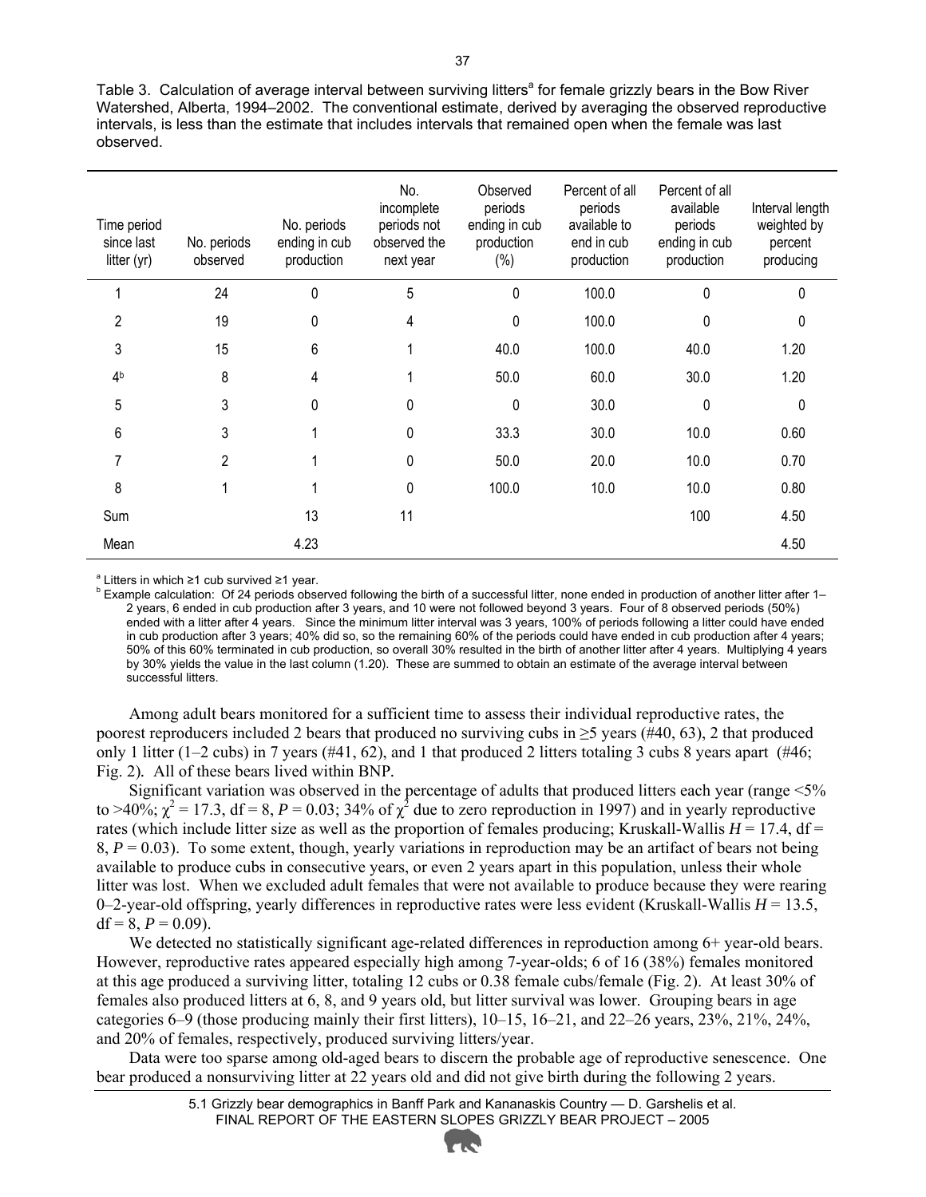Table 3. Calculation of average interval between surviving litters[a] for female grizzly bears in the Bow River Watershed, Alberta, 1994–2002. The conventional estimate, derived by averaging the observed reproductive intervals, is less than the estimate that includes intervals that remained open when the female was last observed.

| Time period since last litter (yr) | No. periods observed | No. periods ending in cub production | No. incomplete periods not observed the next year | Observed periods ending in cub production (%) | Percent of all periods available to end in cub production | Percent of all available periods ending in cub production | Interval length weighted by percent producing |
|---|---|---|---|---|---|---|---|
| 1 | 24 | 0 | 5 | 0 | 100.0 | 0 | 0 |
| 2 | 19 | 0 | 4 | 0 | 100.0 | 0 | 0 |
| 3 | 15 | 6 | 1 | 40.0 | 100.0 | 40.0 | 1.20 |
| 4[b] | 8 | 4 | 1 | 50.0 | 60.0 | 30.0 | 1.20 |
| 5 | 3 | 0 | 0 | 0 | 30.0 | 0 | 0 |
| 6 | 3 | 1 | 0 | 33.3 | 30.0 | 10.0 | 0.60 |
| 7 | 2 | 1 | 0 | 50.0 | 20.0 | 10.0 | 0.70 |
| 8 | 1 | 1 | 0 | 100.0 | 10.0 | 10.0 | 0.80 |
| Sum | | 13 | 11 | | | 100 | 4.50 |
| Mean | | 4.23 | | | | | 4.50 |

[a] Litters in which ≥1 cub survived ≥1 year.

[b] Example calculation: Of 24 periods observed following the birth of a successful litter, none ended in production of another litter after 1–2 years, 6 ended in cub production after 3 years, and 10 were not followed beyond 3 years. Four of 8 observed periods (50%) ended with a litter after 4 years. Since the minimum litter interval was 3 years, 100% of periods following a litter could have ended in cub production after 3 years; 40% did so, so the remaining 60% of the periods could have ended in cub production after 4 years; 50% of this 60% terminated in cub production, so overall 30% resulted in the birth of another litter after 4 years. Multiplying 4 years by 30% yields the value in the last column (1.20). These are summed to obtain an estimate of the average interval between successful litters.

Among adult bears monitored for a sufficient time to assess their individual reproductive rates, the poorest reproducers included 2 bears that produced no surviving cubs in ≥5 years (#40, 63), 2 that produced only 1 litter (1–2 cubs) in 7 years (#41, 62), and 1 that produced 2 litters totaling 3 cubs 8 years apart (#46; Fig. 2). All of these bears lived within BNP.

Significant variation was observed in the percentage of adults that produced litters each year (range <5% to >40%; $\chi^2 = 17.3$, df = 8, $P = 0.03$; 34% of $\chi^2$ due to zero reproduction in 1997) and in yearly reproductive rates (which include litter size as well as the proportion of females producing; Kruskall-Wallis $H = 17.4$, df = 8, $P = 0.03$). To some extent, though, yearly variations in reproduction may be an artifact of bears not being available to produce cubs in consecutive years, or even 2 years apart in this population, unless their whole litter was lost. When we excluded adult females that were not available to produce because they were rearing 0–2-year-old offspring, yearly differences in reproductive rates were less evident (Kruskall-Wallis $H = 13.5$, df = 8, $P = 0.09$).

We detected no statistically significant age-related differences in reproduction among 6+ year-old bears. However, reproductive rates appeared especially high among 7-year-olds; 6 of 16 (38%) females monitored at this age produced a surviving litter, totaling 12 cubs or 0.38 female cubs/female (Fig. 2). At least 30% of females also produced litters at 6, 8, and 9 years old, but litter survival was lower. Grouping bears in age categories 6–9 (those producing mainly their first litters), 10–15, 16–21, and 22–26 years, 23%, 21%, 24%, and 20% of females, respectively, produced surviving litters/year.

Data were too sparse among old-aged bears to discern the probable age of reproductive senescence. One bear produced a nonsurviving litter at 22 years old and did not give birth during the following 2 years.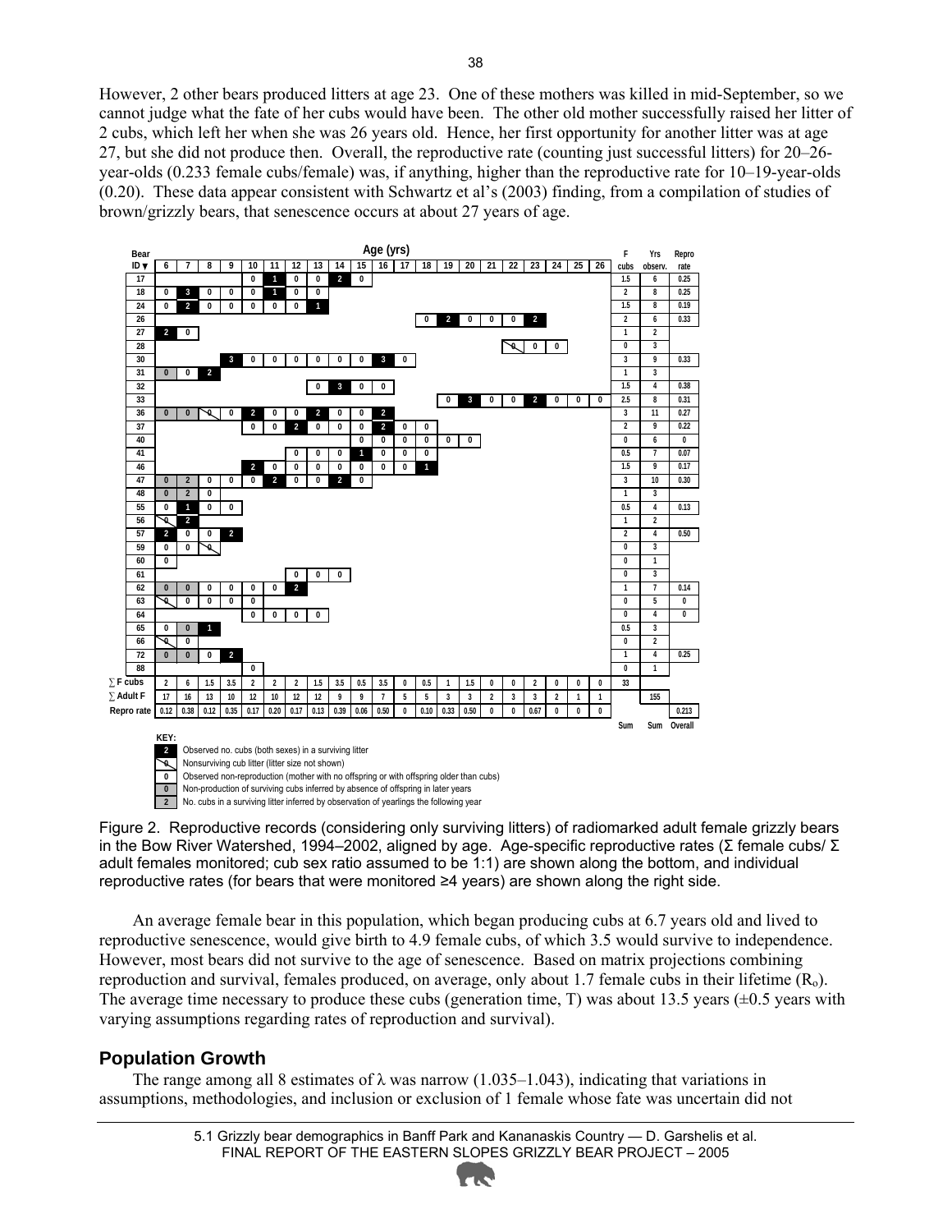However, 2 other bears produced litters at age 23. One of these mothers was killed in mid-September, so we cannot judge what the fate of her cubs would have been. The other old mother successfully raised her litter of 2 cubs, which left her when she was 26 years old. Hence, her first opportunity for another litter was at age 27, but she did not produce then. Overall, the reproductive rate (counting just successful litters) for 20–26-year-olds (0.233 female cubs/female) was, if anything, higher than the reproductive rate for 10–19-year-olds (0.20). These data appear consistent with Schwartz et al's (2003) finding, from a compilation of studies of brown/grizzly bears, that senescence occurs at about 27 years of age.

| Bear ID ▼ | 6 | 7 | 8 | 9 | 10 | 11 | 12 | 13 | 14 | 15 | 16 | 17 | 18 | 19 | 20 | 21 | 22 | 23 | 24 | 25 | 26 | F cubs | Yrs observ. | Repro rate |
|---|---|---|---|---|---|---|---|---|---|---|---|---|---|---|---|---|---|---|---|---|---|---|---|---|
| 17 | | | | | 0 | 1 | 0 | 0 | 2 | 0 | | | | | | | | | | | | 1.5 | 6 | 0.25 |
| 18 | 0 | 3 | 0 | 0 | 0 | 1 | 0 | 0 | | | | | | | | | | | | | | 2 | 8 | 0.25 |
| 24 | 0 | 2 | 0 | 0 | 0 | 0 | 0 | 1 | | | | | | | | | | | | | | 1.5 | 8 | 0.19 |
| 26 | | | | | | | | | | | | | 0 | 2 | 0 | 0 | 0 | 2 | | | | 2 | 6 | 0.33 |
| 27 | 2 | 0 | | | | | | | | | | | | | | | | | | | | 1 | 2 | |
| 28 | | | | | | | | | | | | | | | | | X | 0 | 0 | | | 0 | 3 | |
| 30 | | | | 3 | 0 | 0 | 0 | 0 | 0 | 0 | 3 | 0 | | | | | | | | | | 3 | 9 | 0.33 |
| 31 | 0 | 0 | 2 | | | | | | | | | | | | | | | | | | | 1 | 3 | |
| 32 | | | | | | | | 0 | 3 | 0 | 0 | | | | | | | | | | | 1.5 | 4 | 0.38 |
| 33 | | | | | | | | | | | | | | 0 | 3 | 0 | 0 | 2 | 0 | 0 | 0 | 2.5 | 8 | 0.31 |
| 36 | 0 | 0 | X | 0 | 2 | 0 | 0 | 2 | 0 | 0 | 2 | | | | | | | | | | | 3 | 11 | 0.27 |
| 37 | | | | | 0 | 0 | 2 | 0 | 0 | 0 | 2 | 0 | 0 | | | | | | | | | 2 | 9 | 0.22 |
| 40 | | | | | | | | | | 0 | 0 | 0 | 0 | 0 | 0 | | | | | | | 0 | 6 | 0 |
| 41 | | | | | | | 0 | 0 | 0 | 1 | 0 | 0 | 0 | | | | | | | | | 0.5 | 7 | 0.07 |
| 46 | | | | | 2 | 0 | 0 | 0 | 0 | 0 | 0 | 0 | 1 | | | | | | | | | 1.5 | 9 | 0.17 |
| 47 | 0 | 2 | 0 | 0 | 0 | 2 | 0 | 0 | 2 | 0 | | | | | | | | | | | | 3 | 10 | 0.30 |
| 48 | 0 | 2 | 0 | | | | | | | | | | | | | | | | | | | 1 | 3 | |
| 55 | 0 | 1 | 0 | 0 | | | | | | | | | | | | | | | | | | 0.5 | 4 | 0.13 |
| 56 | X | 2 | | | | | | | | | | | | | | | | | | | | 1 | 2 | |
| 57 | 2 | 0 | 0 | 2 | | | | | | | | | | | | | | | | | | 2 | 4 | 0.50 |
| 59 | 0 | 0 | X | | | | | | | | | | | | | | | | | | | 0 | 3 | |
| 60 | 0 | | | | | | | | | | | | | | | | | | | | | 0 | 1 | |
| 61 | | | | | | | 0 | 0 | 0 | | | | | | | | | | | | | 0 | 3 | |
| 62 | 0 | 0 | 0 | 0 | 0 | 0 | 2 | | | | | | | | | | | | | | | 1 | 7 | 0.14 |
| 63 | X | 0 | 0 | 0 | 0 | | | | | | | | | | | | | | | | | 0 | 5 | 0 |
| 64 | | | | | 0 | 0 | 0 | 0 | | | | | | | | | | | | | | 0 | 4 | 0 |
| 65 | 0 | 0 | 1 | | | | | | | | | | | | | | | | | | | 0.5 | 3 | |
| 66 | X | 0 | | | | | | | | | | | | | | | | | | | | 0 | 2 | |
| 72 | 0 | 0 | 0 | 2 | | | | | | | | | | | | | | | | | | 1 | 4 | 0.25 |
| 88 | | | | | 0 | | | | | | | | | | | | | | | | | 0 | 1 | |
| ∑ F cubs | 2 | 6 | 1.5 | 3.5 | 2 | 2 | 2 | 1.5 | 3.5 | 0.5 | 3.5 | 0 | 0.5 | 1 | 1.5 | 0 | 0 | 2 | 0 | 0 | 0 | 33 | | |
| ∑ Adult F | 17 | 16 | 13 | 10 | 12 | 10 | 12 | 12 | 9 | 9 | 7 | 5 | 5 | 3 | 3 | 2 | 3 | 3 | 2 | 1 | 1 | | 155 | |
| Repro rate | 0.12 | 0.38 | 0.12 | 0.35 | 0.17 | 0.20 | 0.17 | 0.13 | 0.39 | 0.06 | 0.50 | 0 | 0.10 | 0.33 | 0.50 | 0 | 0 | 0.67 | 0 | 0 | 0 | | | 0.213 |
| | | | | | | | | | | | | | | | | | | | | | | Sum | Sum | Overall |

KEY:

- 2 — Observed no. cubs (both sexes) in a surviving litter
- X — Nonsurviving cub litter (litter size not shown)
- 0 — Observed non-reproduction (mother with no offspring or with offspring older than cubs)
- 0 (shaded) — Non-production of surviving cubs inferred by absence of offspring in later years
- 2 (shaded) — No. cubs in a surviving litter inferred by observation of yearlings the following year

Figure 2. Reproductive records (considering only surviving litters) of radiomarked adult female grizzly bears in the Bow River Watershed, 1994–2002, aligned by age. Age-specific reproductive rates (Σ female cubs/ Σ adult females monitored; cub sex ratio assumed to be 1:1) are shown along the bottom, and individual reproductive rates (for bears that were monitored ≥4 years) are shown along the right side.

An average female bear in this population, which began producing cubs at 6.7 years old and lived to reproductive senescence, would give birth to 4.9 female cubs, of which 3.5 would survive to independence. However, most bears did not survive to the age of senescence. Based on matrix projections combining reproduction and survival, females produced, on average, only about 1.7 female cubs in their lifetime ($R_o$). The average time necessary to produce these cubs (generation time, T) was about 13.5 years (±0.5 years with varying assumptions regarding rates of reproduction and survival).

## Population Growth

The range among all 8 estimates of $\lambda$ was narrow (1.035–1.043), indicating that variations in assumptions, methodologies, and inclusion or exclusion of 1 female whose fate was uncertain did not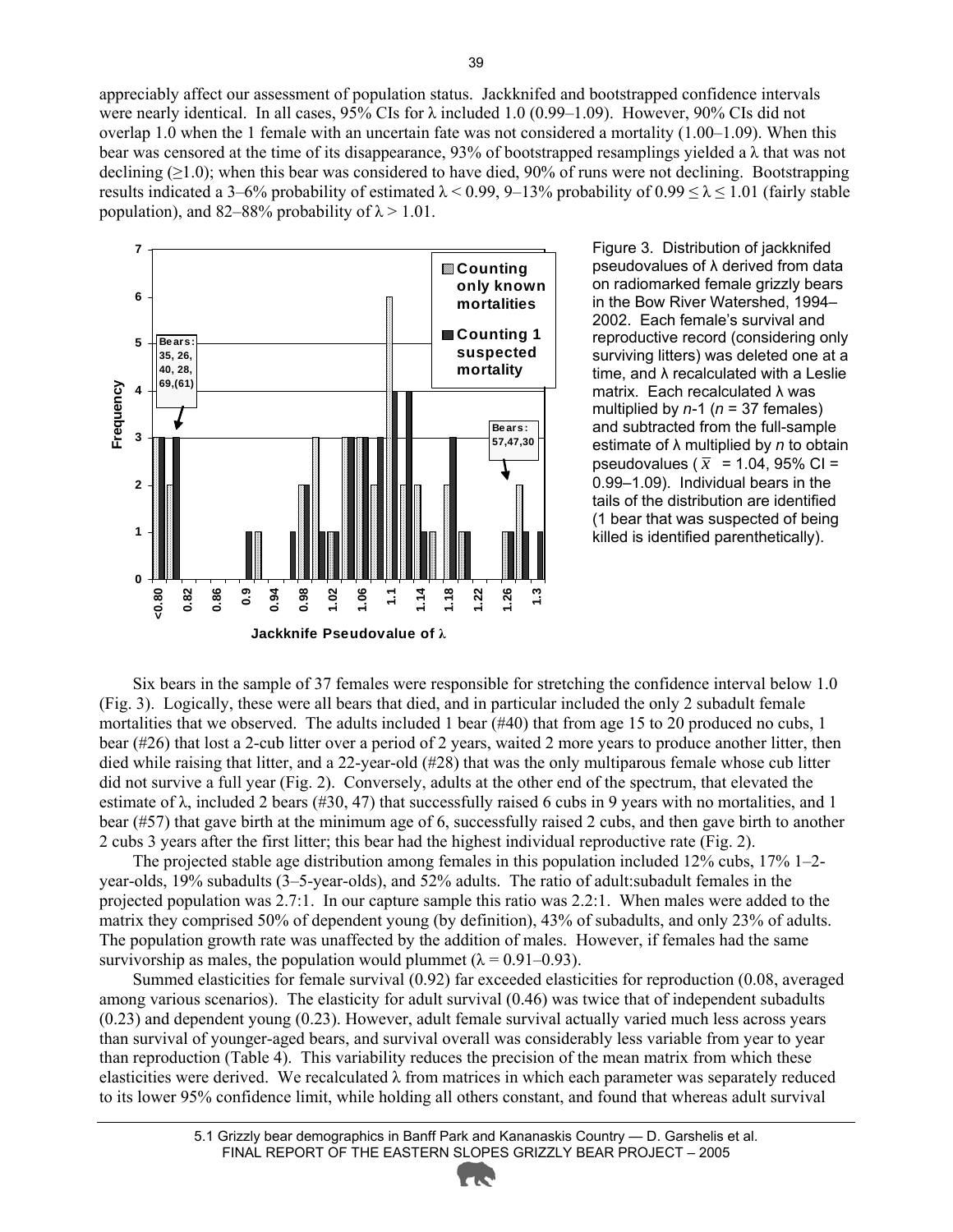appreciably affect our assessment of population status. Jackknifed and bootstrapped confidence intervals were nearly identical. In all cases, 95% CIs for λ included 1.0 (0.99–1.09). However, 90% CIs did not overlap 1.0 when the 1 female with an uncertain fate was not considered a mortality (1.00–1.09). When this bear was censored at the time of its disappearance, 93% of bootstrapped resamplings yielded a λ that was not declining (≥1.0); when this bear was considered to have died, 90% of runs were not declining. Bootstrapping results indicated a 3–6% probability of estimated λ < 0.99, 9–13% probability of 0.99 ≤ λ ≤ 1.01 (fairly stable population), and 82–88% probability of λ > 1.01.

Figure 3. Distribution of jackknifed pseudovalues of λ derived from data on radiomarked female grizzly bears in the Bow River Watershed, 1994–2002. Each female's survival and reproductive record (considering only surviving litters) was deleted one at a time, and λ recalculated with a Leslie matrix. Each recalculated λ was multiplied by *n*-1 (*n* = 37 females) and subtracted from the full-sample estimate of λ multiplied by *n* to obtain pseudovalues ($\bar{x}$ = 1.04, 95% CI = 0.99–1.09). Individual bears in the tails of the distribution are identified (1 bear that was suspected of being killed is identified parenthetically).

Six bears in the sample of 37 females were responsible for stretching the confidence interval below 1.0 (Fig. 3). Logically, these were all bears that died, and in particular included the only 2 subadult female mortalities that we observed. The adults included 1 bear (#40) that from age 15 to 20 produced no cubs, 1 bear (#26) that lost a 2-cub litter over a period of 2 years, waited 2 more years to produce another litter, then died while raising that litter, and a 22-year-old (#28) that was the only multiparous female whose cub litter did not survive a full year (Fig. 2). Conversely, adults at the other end of the spectrum, that elevated the estimate of λ, included 2 bears (#30, 47) that successfully raised 6 cubs in 9 years with no mortalities, and 1 bear (#57) that gave birth at the minimum age of 6, successfully raised 2 cubs, and then gave birth to another 2 cubs 3 years after the first litter; this bear had the highest individual reproductive rate (Fig. 2).

The projected stable age distribution among females in this population included 12% cubs, 17% 1–2-year-olds, 19% subadults (3–5-year-olds), and 52% adults. The ratio of adult:subadult females in the projected population was 2.7:1. In our capture sample this ratio was 2.2:1. When males were added to the matrix they comprised 50% of dependent young (by definition), 43% of subadults, and only 23% of adults. The population growth rate was unaffected by the addition of males. However, if females had the same survivorship as males, the population would plummet (λ = 0.91–0.93).

Summed elasticities for female survival (0.92) far exceeded elasticities for reproduction (0.08, averaged among various scenarios). The elasticity for adult survival (0.46) was twice that of independent subadults (0.23) and dependent young (0.23). However, adult female survival actually varied much less across years than survival of younger-aged bears, and survival overall was considerably less variable from year to year than reproduction (Table 4). This variability reduces the precision of the mean matrix from which these elasticities were derived. We recalculated λ from matrices in which each parameter was separately reduced to its lower 95% confidence limit, while holding all others constant, and found that whereas adult survival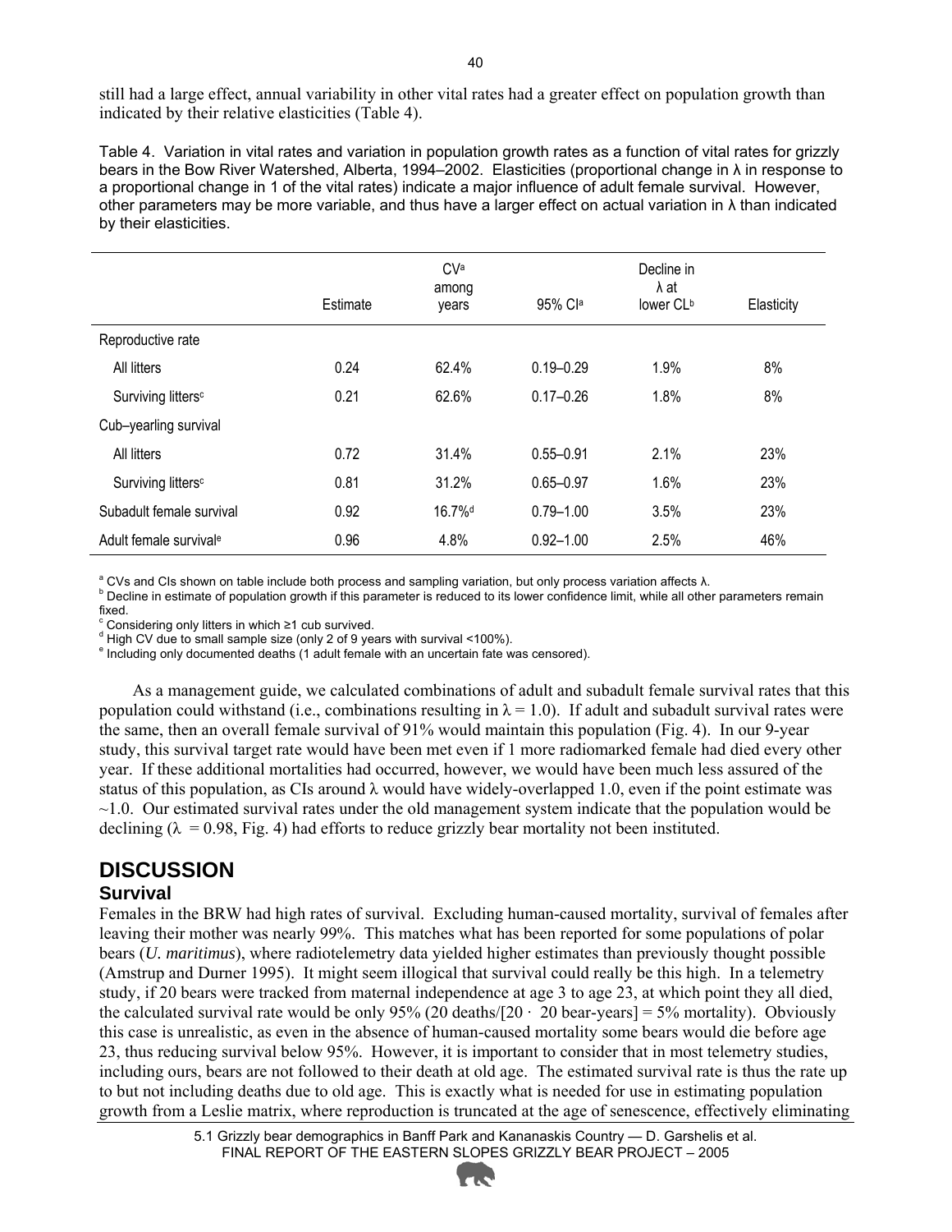still had a large effect, annual variability in other vital rates had a greater effect on population growth than indicated by their relative elasticities (Table 4).

Table 4. Variation in vital rates and variation in population growth rates as a function of vital rates for grizzly bears in the Bow River Watershed, Alberta, 1994–2002. Elasticities (proportional change in λ in response to a proportional change in 1 of the vital rates) indicate a major influence of adult female survival. However, other parameters may be more variable, and thus have a larger effect on actual variation in λ than indicated by their elasticities.

| | Estimate | CV[a] among years | 95% CI[a] | Decline in λ at lower CL[b] | Elasticity |
|---|---|---|---|---|---|
| Reproductive rate | | | | | |
| All litters | 0.24 | 62.4% | 0.19–0.29 | 1.9% | 8% |
| Surviving litters[c] | 0.21 | 62.6% | 0.17–0.26 | 1.8% | 8% |
| Cub–yearling survival | | | | | |
| All litters | 0.72 | 31.4% | 0.55–0.91 | 2.1% | 23% |
| Surviving litters[c] | 0.81 | 31.2% | 0.65–0.97 | 1.6% | 23% |
| Subadult female survival | 0.92 | 16.7%[d] | 0.79–1.00 | 3.5% | 23% |
| Adult female survival[e] | 0.96 | 4.8% | 0.92–1.00 | 2.5% | 46% |

[a] CVs and CIs shown on table include both process and sampling variation, but only process variation affects λ.
[b] Decline in estimate of population growth if this parameter is reduced to its lower confidence limit, while all other parameters remain fixed.
[c] Considering only litters in which ≥1 cub survived.
[d] High CV due to small sample size (only 2 of 9 years with survival <100%).
[e] Including only documented deaths (1 adult female with an uncertain fate was censored).

As a management guide, we calculated combinations of adult and subadult female survival rates that this population could withstand (i.e., combinations resulting in $\lambda = 1.0$). If adult and subadult survival rates were the same, then an overall female survival of 91% would maintain this population (Fig. 4). In our 9-year study, this survival target rate would have been met even if 1 more radiomarked female had died every other year. If these additional mortalities had occurred, however, we would have been much less assured of the status of this population, as CIs around λ would have widely-overlapped 1.0, even if the point estimate was ~1.0. Our estimated survival rates under the old management system indicate that the population would be declining ($\lambda = 0.98$, Fig. 4) had efforts to reduce grizzly bear mortality not been instituted.

# DISCUSSION

## Survival

Females in the BRW had high rates of survival. Excluding human-caused mortality, survival of females after leaving their mother was nearly 99%. This matches what has been reported for some populations of polar bears (*U. maritimus*), where radiotelemetry data yielded higher estimates than previously thought possible (Amstrup and Durner 1995). It might seem illogical that survival could really be this high. In a telemetry study, if 20 bears were tracked from maternal independence at age 3 to age 23, at which point they all died, the calculated survival rate would be only 95% (20 deaths/[20 · 20 bear-years] = 5% mortality). Obviously this case is unrealistic, as even in the absence of human-caused mortality some bears would die before age 23, thus reducing survival below 95%. However, it is important to consider that in most telemetry studies, including ours, bears are not followed to their death at old age. The estimated survival rate is thus the rate up to but not including deaths due to old age. This is exactly what is needed for use in estimating population growth from a Leslie matrix, where reproduction is truncated at the age of senescence, effectively eliminating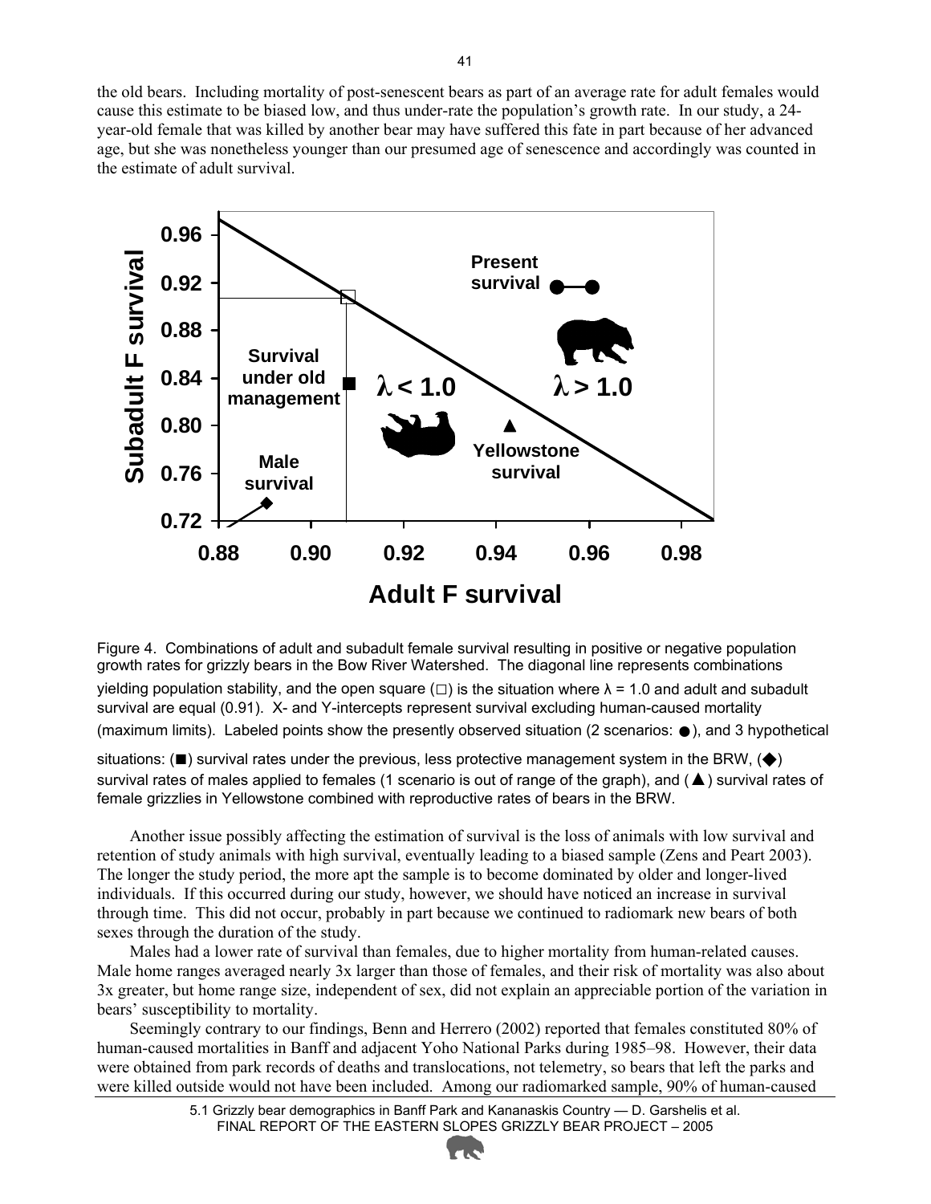the old bears. Including mortality of post-senescent bears as part of an average rate for adult females would cause this estimate to be biased low, and thus under-rate the population's growth rate. In our study, a 24-year-old female that was killed by another bear may have suffered this fate in part because of her advanced age, but she was nonetheless younger than our presumed age of senescence and accordingly was counted in the estimate of adult survival.

Figure 4. Combinations of adult and subadult female survival resulting in positive or negative population growth rates for grizzly bears in the Bow River Watershed. The diagonal line represents combinations yielding population stability, and the open square (□) is the situation where $\lambda = 1.0$ and adult and subadult survival are equal (0.91). X- and Y-intercepts represent survival excluding human-caused mortality (maximum limits). Labeled points show the presently observed situation (2 scenarios: ●), and 3 hypothetical situations: (■) survival rates under the previous, less protective management system in the BRW, (◆) survival rates of males applied to females (1 scenario is out of range of the graph), and (▲) survival rates of female grizzlies in Yellowstone combined with reproductive rates of bears in the BRW.

Another issue possibly affecting the estimation of survival is the loss of animals with low survival and retention of study animals with high survival, eventually leading to a biased sample (Zens and Peart 2003). The longer the study period, the more apt the sample is to become dominated by older and longer-lived individuals. If this occurred during our study, however, we should have noticed an increase in survival through time. This did not occur, probably in part because we continued to radiomark new bears of both sexes through the duration of the study.

Males had a lower rate of survival than females, due to higher mortality from human-related causes. Male home ranges averaged nearly 3x larger than those of females, and their risk of mortality was also about 3x greater, but home range size, independent of sex, did not explain an appreciable portion of the variation in bears' susceptibility to mortality.

Seemingly contrary to our findings, Benn and Herrero (2002) reported that females constituted 80% of human-caused mortalities in Banff and adjacent Yoho National Parks during 1985–98. However, their data were obtained from park records of deaths and translocations, not telemetry, so bears that left the parks and were killed outside would not have been included. Among our radiomarked sample, 90% of human-caused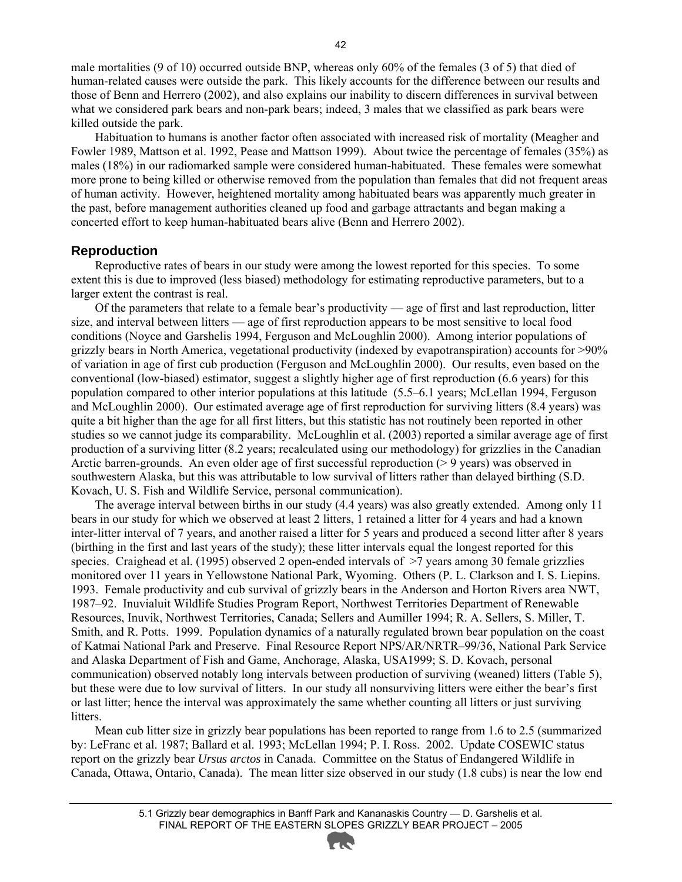male mortalities (9 of 10) occurred outside BNP, whereas only 60% of the females (3 of 5) that died of human-related causes were outside the park. This likely accounts for the difference between our results and those of Benn and Herrero (2002), and also explains our inability to discern differences in survival between what we considered park bears and non-park bears; indeed, 3 males that we classified as park bears were killed outside the park.

Habituation to humans is another factor often associated with increased risk of mortality (Meagher and Fowler 1989, Mattson et al. 1992, Pease and Mattson 1999). About twice the percentage of females (35%) as males (18%) in our radiomarked sample were considered human-habituated. These females were somewhat more prone to being killed or otherwise removed from the population than females that did not frequent areas of human activity. However, heightened mortality among habituated bears was apparently much greater in the past, before management authorities cleaned up food and garbage attractants and began making a concerted effort to keep human-habituated bears alive (Benn and Herrero 2002).

## Reproduction

Reproductive rates of bears in our study were among the lowest reported for this species. To some extent this is due to improved (less biased) methodology for estimating reproductive parameters, but to a larger extent the contrast is real.

Of the parameters that relate to a female bear's productivity — age of first and last reproduction, litter size, and interval between litters — age of first reproduction appears to be most sensitive to local food conditions (Noyce and Garshelis 1994, Ferguson and McLoughlin 2000). Among interior populations of grizzly bears in North America, vegetational productivity (indexed by evapotranspiration) accounts for >90% of variation in age of first cub production (Ferguson and McLoughlin 2000). Our results, even based on the conventional (low-biased) estimator, suggest a slightly higher age of first reproduction (6.6 years) for this population compared to other interior populations at this latitude (5.5–6.1 years; McLellan 1994, Ferguson and McLoughlin 2000). Our estimated average age of first reproduction for surviving litters (8.4 years) was quite a bit higher than the age for all first litters, but this statistic has not routinely been reported in other studies so we cannot judge its comparability. McLoughlin et al. (2003) reported a similar average age of first production of a surviving litter (8.2 years; recalculated using our methodology) for grizzlies in the Canadian Arctic barren-grounds. An even older age of first successful reproduction (> 9 years) was observed in southwestern Alaska, but this was attributable to low survival of litters rather than delayed birthing (S.D. Kovach, U. S. Fish and Wildlife Service, personal communication).

The average interval between births in our study (4.4 years) was also greatly extended. Among only 11 bears in our study for which we observed at least 2 litters, 1 retained a litter for 4 years and had a known inter-litter interval of 7 years, and another raised a litter for 5 years and produced a second litter after 8 years (birthing in the first and last years of the study); these litter intervals equal the longest reported for this species. Craighead et al. (1995) observed 2 open-ended intervals of >7 years among 30 female grizzlies monitored over 11 years in Yellowstone National Park, Wyoming. Others (P. L. Clarkson and I. S. Liepins. 1993. Female productivity and cub survival of grizzly bears in the Anderson and Horton Rivers area NWT, 1987–92. Inuvialuit Wildlife Studies Program Report, Northwest Territories Department of Renewable Resources, Inuvik, Northwest Territories, Canada; Sellers and Aumiller 1994; R. A. Sellers, S. Miller, T. Smith, and R. Potts. 1999. Population dynamics of a naturally regulated brown bear population on the coast of Katmai National Park and Preserve. Final Resource Report NPS/AR/NRTR–99/36, National Park Service and Alaska Department of Fish and Game, Anchorage, Alaska, USA1999; S. D. Kovach, personal communication) observed notably long intervals between production of surviving (weaned) litters (Table 5), but these were due to low survival of litters. In our study all nonsurviving litters were either the bear's first or last litter; hence the interval was approximately the same whether counting all litters or just surviving litters.

Mean cub litter size in grizzly bear populations has been reported to range from 1.6 to 2.5 (summarized by: LeFranc et al. 1987; Ballard et al. 1993; McLellan 1994; P. I. Ross. 2002. Update COSEWIC status report on the grizzly bear *Ursus arctos* in Canada. Committee on the Status of Endangered Wildlife in Canada, Ottawa, Ontario, Canada). The mean litter size observed in our study (1.8 cubs) is near the low end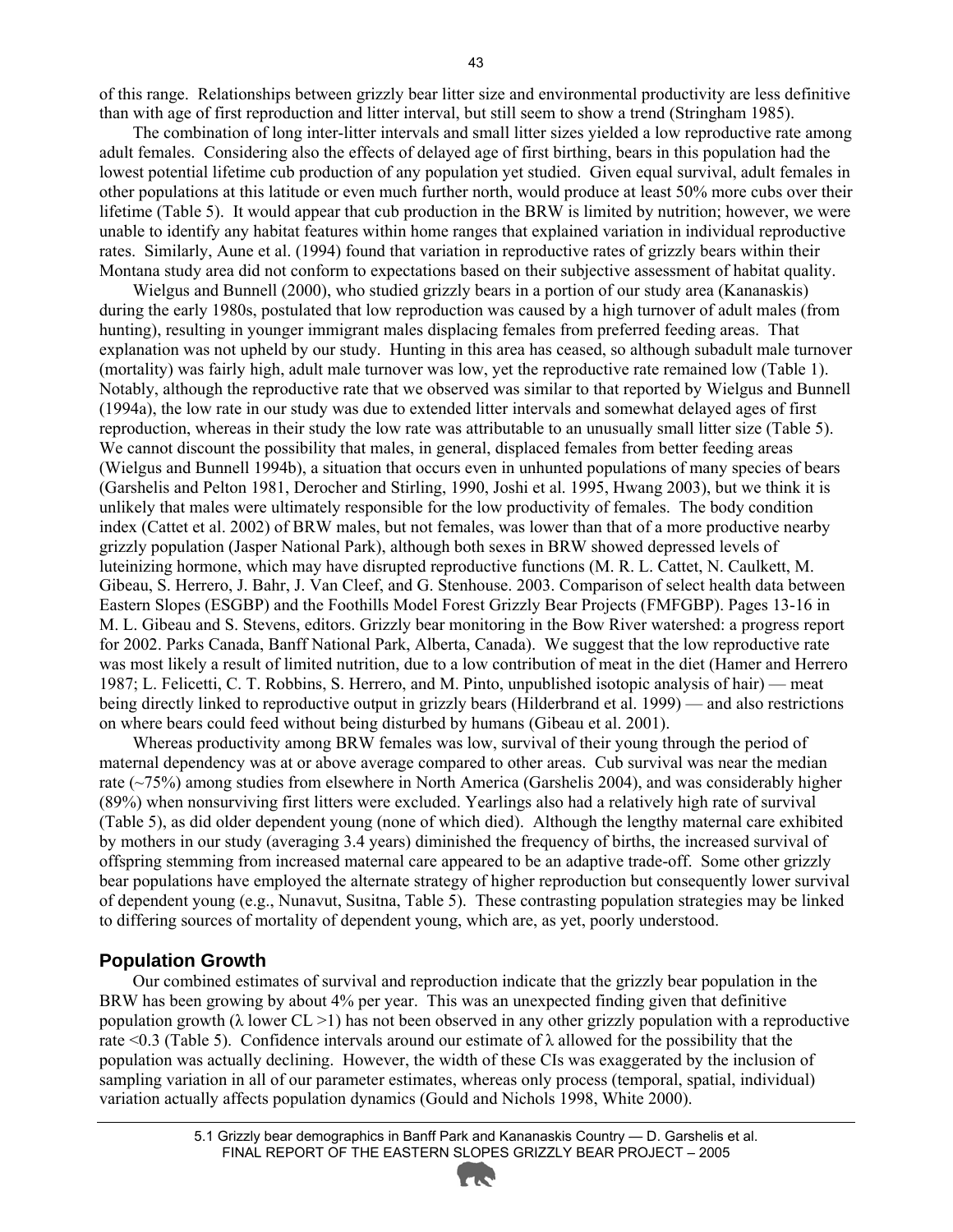of this range. Relationships between grizzly bear litter size and environmental productivity are less definitive than with age of first reproduction and litter interval, but still seem to show a trend (Stringham 1985).

The combination of long inter-litter intervals and small litter sizes yielded a low reproductive rate among adult females. Considering also the effects of delayed age of first birthing, bears in this population had the lowest potential lifetime cub production of any population yet studied. Given equal survival, adult females in other populations at this latitude or even much further north, would produce at least 50% more cubs over their lifetime (Table 5). It would appear that cub production in the BRW is limited by nutrition; however, we were unable to identify any habitat features within home ranges that explained variation in individual reproductive rates. Similarly, Aune et al. (1994) found that variation in reproductive rates of grizzly bears within their Montana study area did not conform to expectations based on their subjective assessment of habitat quality.

Wielgus and Bunnell (2000), who studied grizzly bears in a portion of our study area (Kananaskis) during the early 1980s, postulated that low reproduction was caused by a high turnover of adult males (from hunting), resulting in younger immigrant males displacing females from preferred feeding areas. That explanation was not upheld by our study. Hunting in this area has ceased, so although subadult male turnover (mortality) was fairly high, adult male turnover was low, yet the reproductive rate remained low (Table 1). Notably, although the reproductive rate that we observed was similar to that reported by Wielgus and Bunnell (1994a), the low rate in our study was due to extended litter intervals and somewhat delayed ages of first reproduction, whereas in their study the low rate was attributable to an unusually small litter size (Table 5). We cannot discount the possibility that males, in general, displaced females from better feeding areas (Wielgus and Bunnell 1994b), a situation that occurs even in unhunted populations of many species of bears (Garshelis and Pelton 1981, Derocher and Stirling, 1990, Joshi et al. 1995, Hwang 2003), but we think it is unlikely that males were ultimately responsible for the low productivity of females. The body condition index (Cattet et al. 2002) of BRW males, but not females, was lower than that of a more productive nearby grizzly population (Jasper National Park), although both sexes in BRW showed depressed levels of luteinizing hormone, which may have disrupted reproductive functions (M. R. L. Cattet, N. Caulkett, M. Gibeau, S. Herrero, J. Bahr, J. Van Cleef, and G. Stenhouse. 2003. Comparison of select health data between Eastern Slopes (ESGBP) and the Foothills Model Forest Grizzly Bear Projects (FMFGBP). Pages 13-16 in M. L. Gibeau and S. Stevens, editors. Grizzly bear monitoring in the Bow River watershed: a progress report for 2002. Parks Canada, Banff National Park, Alberta, Canada). We suggest that the low reproductive rate was most likely a result of limited nutrition, due to a low contribution of meat in the diet (Hamer and Herrero 1987; L. Felicetti, C. T. Robbins, S. Herrero, and M. Pinto, unpublished isotopic analysis of hair) — meat being directly linked to reproductive output in grizzly bears (Hilderbrand et al. 1999) — and also restrictions on where bears could feed without being disturbed by humans (Gibeau et al. 2001).

Whereas productivity among BRW females was low, survival of their young through the period of maternal dependency was at or above average compared to other areas. Cub survival was near the median rate (~75%) among studies from elsewhere in North America (Garshelis 2004), and was considerably higher (89%) when nonsurviving first litters were excluded. Yearlings also had a relatively high rate of survival (Table 5), as did older dependent young (none of which died). Although the lengthy maternal care exhibited by mothers in our study (averaging 3.4 years) diminished the frequency of births, the increased survival of offspring stemming from increased maternal care appeared to be an adaptive trade-off. Some other grizzly bear populations have employed the alternate strategy of higher reproduction but consequently lower survival of dependent young (e.g., Nunavut, Susitna, Table 5). These contrasting population strategies may be linked to differing sources of mortality of dependent young, which are, as yet, poorly understood.

## Population Growth

Our combined estimates of survival and reproduction indicate that the grizzly bear population in the BRW has been growing by about 4% per year. This was an unexpected finding given that definitive population growth ($\lambda$ lower CL >1) has not been observed in any other grizzly population with a reproductive rate <0.3 (Table 5). Confidence intervals around our estimate of $\lambda$ allowed for the possibility that the population was actually declining. However, the width of these CIs was exaggerated by the inclusion of sampling variation in all of our parameter estimates, whereas only process (temporal, spatial, individual) variation actually affects population dynamics (Gould and Nichols 1998, White 2000).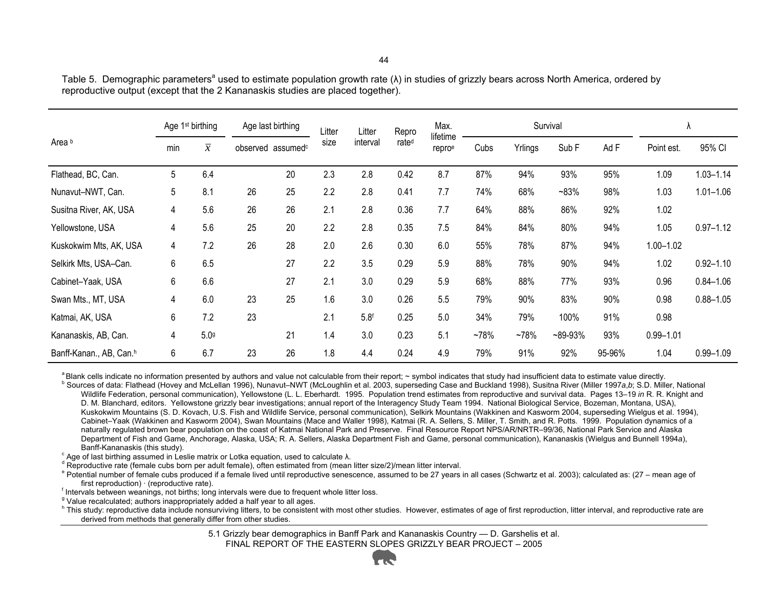Table 5. Demographic parameters[a] used to estimate population growth rate (λ) in studies of grizzly bears across North America, ordered by reproductive output (except that the 2 Kananaskis studies are placed together).

| Area[b] | Age 1st birthing | | Age last birthing | | Litter size | Litter interval | Repro rate[d] | Max. lifetime repro[e] | Survival | | | | λ | |
|---|---|---|---|---|---|---|---|---|---|---|---|---|---|---|
| | min | $\bar{x}$ | observed | assumed[c] | | | | | Cubs | Yrlings | Sub F | Ad F | Point est. | 95% CI |
| Flathead, BC, Can. | 5 | 6.4 | | 20 | 2.3 | 2.8 | 0.42 | 8.7 | 87% | 94% | 93% | 95% | 1.09 | 1.03–1.14 |
| Nunavut–NWT, Can. | 5 | 8.1 | 26 | 25 | 2.2 | 2.8 | 0.41 | 7.7 | 74% | 68% | ~83% | 98% | 1.03 | 1.01–1.06 |
| Susitna River, AK, USA | 4 | 5.6 | 26 | 26 | 2.1 | 2.8 | 0.36 | 7.7 | 64% | 88% | 86% | 92% | 1.02 | |
| Yellowstone, USA | 4 | 5.6 | 25 | 20 | 2.2 | 2.8 | 0.35 | 7.5 | 84% | 84% | 80% | 94% | 1.05 | 0.97–1.12 |
| Kuskokwim Mts, AK, USA | 4 | 7.2 | 26 | 28 | 2.0 | 2.6 | 0.30 | 6.0 | 55% | 78% | 87% | 94% | 1.00–1.02 | |
| Selkirk Mts, USA–Can. | 6 | 6.5 | | 27 | 2.2 | 3.5 | 0.29 | 5.9 | 88% | 78% | 90% | 94% | 1.02 | 0.92–1.10 |
| Cabinet–Yaak, USA | 6 | 6.6 | | 27 | 2.1 | 3.0 | 0.29 | 5.9 | 68% | 88% | 77% | 93% | 0.96 | 0.84–1.06 |
| Swan Mts., MT, USA | 4 | 6.0 | 23 | 25 | 1.6 | 3.0 | 0.26 | 5.5 | 79% | 90% | 83% | 90% | 0.98 | 0.88–1.05 |
| Katmai, AK, USA | 6 | 7.2 | 23 | | 2.1 | 5.8[f] | 0.25 | 5.0 | 34% | 79% | 100% | 91% | 0.98 | |
| Kananaskis, AB, Can. | 4 | 5.0[g] | | 21 | 1.4 | 3.0 | 0.23 | 5.1 | ~78% | ~78% | ~89-93% | 93% | 0.99–1.01 | |
| Banff-Kanan., AB, Can.[h] | 6 | 6.7 | 23 | 26 | 1.8 | 4.4 | 0.24 | 4.9 | 79% | 91% | 92% | 95-96% | 1.04 | 0.99–1.09 |

[a] Blank cells indicate no information presented by authors and value not calculable from their report; ~ symbol indicates that study had insufficient data to estimate value directly.

[b] Sources of data: Flathead (Hovey and McLellan 1996), Nunavut–NWT (McLoughlin et al. 2003, superseding Case and Buckland 1998), Susitna River (Miller 1997*a*,*b*; S.D. Miller, National Wildlife Federation, personal communication), Yellowstone (L. L. Eberhardt. 1995. Population trend estimates from reproductive and survival data. Pages 13–19 *in* R. R. Knight and D. M. Blanchard, editors. Yellowstone grizzly bear investigations; annual report of the Interagency Study Team 1994. National Biological Service, Bozeman, Montana, USA), Kuskokwim Mountains (S. D. Kovach, U.S. Fish and Wildlife Service, personal communication), Selkirk Mountains (Wakkinen and Kasworm 2004, superseding Wielgus et al. 1994), Cabinet–Yaak (Wakkinen and Kasworm 2004), Swan Mountains (Mace and Waller 1998), Katmai (R. A. Sellers, S. Miller, T. Smith, and R. Potts. 1999. Population dynamics of a naturally regulated brown bear population on the coast of Katmai National Park and Preserve. Final Resource Report NPS/AR/NRTR–99/36, National Park Service and Alaska Department of Fish and Game, Anchorage, Alaska, USA; R. A. Sellers, Alaska Department Fish and Game, personal communication), Kananaskis (Wielgus and Bunnell 1994*a*), Banff-Kananaskis (this study).

[c] Age of last birthing assumed in Leslie matrix or Lotka equation, used to calculate λ.

[d] Reproductive rate (female cubs born per adult female), often estimated from (mean litter size/2)/mean litter interval.

[e] Potential number of female cubs produced if a female lived until reproductive senescence, assumed to be 27 years in all cases (Schwartz et al. 2003); calculated as: (27 – mean age of first reproduction) · (reproductive rate).

[f] Intervals between weanings, not births; long intervals were due to frequent whole litter loss.

[g] Value recalculated; authors inappropriately added a half year to all ages.

[h] This study: reproductive data include nonsurviving litters, to be consistent with most other studies. However, estimates of age of first reproduction, litter interval, and reproductive rate are derived from methods that generally differ from other studies.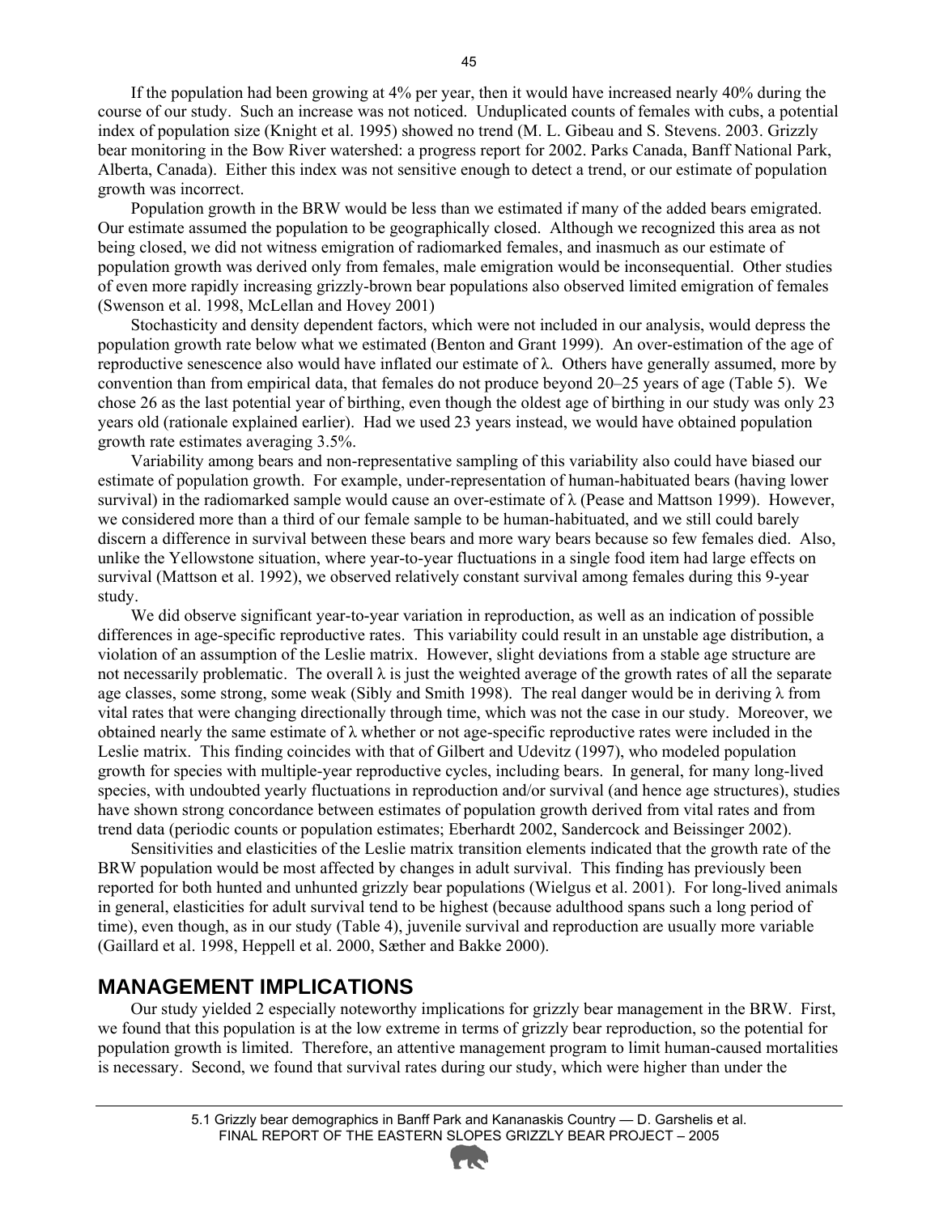If the population had been growing at 4% per year, then it would have increased nearly 40% during the course of our study. Such an increase was not noticed. Unduplicated counts of females with cubs, a potential index of population size (Knight et al. 1995) showed no trend (M. L. Gibeau and S. Stevens. 2003. Grizzly bear monitoring in the Bow River watershed: a progress report for 2002. Parks Canada, Banff National Park, Alberta, Canada). Either this index was not sensitive enough to detect a trend, or our estimate of population growth was incorrect.

Population growth in the BRW would be less than we estimated if many of the added bears emigrated. Our estimate assumed the population to be geographically closed. Although we recognized this area as not being closed, we did not witness emigration of radiomarked females, and inasmuch as our estimate of population growth was derived only from females, male emigration would be inconsequential. Other studies of even more rapidly increasing grizzly-brown bear populations also observed limited emigration of females (Swenson et al. 1998, McLellan and Hovey 2001)

Stochasticity and density dependent factors, which were not included in our analysis, would depress the population growth rate below what we estimated (Benton and Grant 1999). An over-estimation of the age of reproductive senescence also would have inflated our estimate of λ. Others have generally assumed, more by convention than from empirical data, that females do not produce beyond 20–25 years of age (Table 5). We chose 26 as the last potential year of birthing, even though the oldest age of birthing in our study was only 23 years old (rationale explained earlier). Had we used 23 years instead, we would have obtained population growth rate estimates averaging 3.5%.

Variability among bears and non-representative sampling of this variability also could have biased our estimate of population growth. For example, under-representation of human-habituated bears (having lower survival) in the radiomarked sample would cause an over-estimate of λ (Pease and Mattson 1999). However, we considered more than a third of our female sample to be human-habituated, and we still could barely discern a difference in survival between these bears and more wary bears because so few females died. Also, unlike the Yellowstone situation, where year-to-year fluctuations in a single food item had large effects on survival (Mattson et al. 1992), we observed relatively constant survival among females during this 9-year study.

We did observe significant year-to-year variation in reproduction, as well as an indication of possible differences in age-specific reproductive rates. This variability could result in an unstable age distribution, a violation of an assumption of the Leslie matrix. However, slight deviations from a stable age structure are not necessarily problematic. The overall λ is just the weighted average of the growth rates of all the separate age classes, some strong, some weak (Sibly and Smith 1998). The real danger would be in deriving λ from vital rates that were changing directionally through time, which was not the case in our study. Moreover, we obtained nearly the same estimate of λ whether or not age-specific reproductive rates were included in the Leslie matrix. This finding coincides with that of Gilbert and Udevitz (1997), who modeled population growth for species with multiple-year reproductive cycles, including bears. In general, for many long-lived species, with undoubted yearly fluctuations in reproduction and/or survival (and hence age structures), studies have shown strong concordance between estimates of population growth derived from vital rates and from trend data (periodic counts or population estimates; Eberhardt 2002, Sandercock and Beissinger 2002).

Sensitivities and elasticities of the Leslie matrix transition elements indicated that the growth rate of the BRW population would be most affected by changes in adult survival. This finding has previously been reported for both hunted and unhunted grizzly bear populations (Wielgus et al. 2001). For long-lived animals in general, elasticities for adult survival tend to be highest (because adulthood spans such a long period of time), even though, as in our study (Table 4), juvenile survival and reproduction are usually more variable (Gaillard et al. 1998, Heppell et al. 2000, Sæther and Bakke 2000).

## MANAGEMENT IMPLICATIONS

Our study yielded 2 especially noteworthy implications for grizzly bear management in the BRW. First, we found that this population is at the low extreme in terms of grizzly bear reproduction, so the potential for population growth is limited. Therefore, an attentive management program to limit human-caused mortalities is necessary. Second, we found that survival rates during our study, which were higher than under the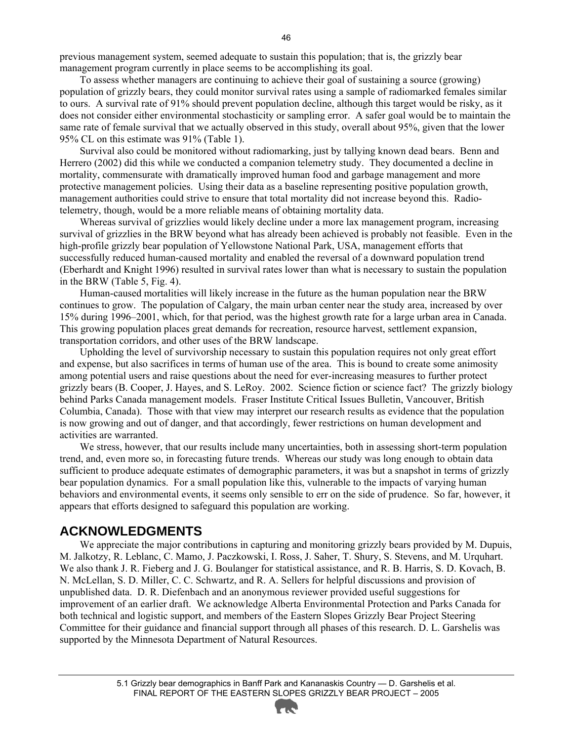previous management system, seemed adequate to sustain this population; that is, the grizzly bear management program currently in place seems to be accomplishing its goal.

To assess whether managers are continuing to achieve their goal of sustaining a source (growing) population of grizzly bears, they could monitor survival rates using a sample of radiomarked females similar to ours. A survival rate of 91% should prevent population decline, although this target would be risky, as it does not consider either environmental stochasticity or sampling error. A safer goal would be to maintain the same rate of female survival that we actually observed in this study, overall about 95%, given that the lower 95% CL on this estimate was 91% (Table 1).

Survival also could be monitored without radiomarking, just by tallying known dead bears. Benn and Herrero (2002) did this while we conducted a companion telemetry study. They documented a decline in mortality, commensurate with dramatically improved human food and garbage management and more protective management policies. Using their data as a baseline representing positive population growth, management authorities could strive to ensure that total mortality did not increase beyond this. Radio-telemetry, though, would be a more reliable means of obtaining mortality data.

Whereas survival of grizzlies would likely decline under a more lax management program, increasing survival of grizzlies in the BRW beyond what has already been achieved is probably not feasible. Even in the high-profile grizzly bear population of Yellowstone National Park, USA, management efforts that successfully reduced human-caused mortality and enabled the reversal of a downward population trend (Eberhardt and Knight 1996) resulted in survival rates lower than what is necessary to sustain the population in the BRW (Table 5, Fig. 4).

Human-caused mortalities will likely increase in the future as the human population near the BRW continues to grow. The population of Calgary, the main urban center near the study area, increased by over 15% during 1996–2001, which, for that period, was the highest growth rate for a large urban area in Canada. This growing population places great demands for recreation, resource harvest, settlement expansion, transportation corridors, and other uses of the BRW landscape.

Upholding the level of survivorship necessary to sustain this population requires not only great effort and expense, but also sacrifices in terms of human use of the area. This is bound to create some animosity among potential users and raise questions about the need for ever-increasing measures to further protect grizzly bears (B. Cooper, J. Hayes, and S. LeRoy. 2002. Science fiction or science fact? The grizzly biology behind Parks Canada management models. Fraser Institute Critical Issues Bulletin, Vancouver, British Columbia, Canada). Those with that view may interpret our research results as evidence that the population is now growing and out of danger, and that accordingly, fewer restrictions on human development and activities are warranted.

We stress, however, that our results include many uncertainties, both in assessing short-term population trend, and, even more so, in forecasting future trends. Whereas our study was long enough to obtain data sufficient to produce adequate estimates of demographic parameters, it was but a snapshot in terms of grizzly bear population dynamics. For a small population like this, vulnerable to the impacts of varying human behaviors and environmental events, it seems only sensible to err on the side of prudence. So far, however, it appears that efforts designed to safeguard this population are working.

## ACKNOWLEDGMENTS

We appreciate the major contributions in capturing and monitoring grizzly bears provided by M. Dupuis, M. Jalkotzy, R. Leblanc, C. Mamo, J. Paczkowski, I. Ross, J. Saher, T. Shury, S. Stevens, and M. Urquhart. We also thank J. R. Fieberg and J. G. Boulanger for statistical assistance, and R. B. Harris, S. D. Kovach, B. N. McLellan, S. D. Miller, C. C. Schwartz, and R. A. Sellers for helpful discussions and provision of unpublished data. D. R. Diefenbach and an anonymous reviewer provided useful suggestions for improvement of an earlier draft. We acknowledge Alberta Environmental Protection and Parks Canada for both technical and logistic support, and members of the Eastern Slopes Grizzly Bear Project Steering Committee for their guidance and financial support through all phases of this research. D. L. Garshelis was supported by the Minnesota Department of Natural Resources.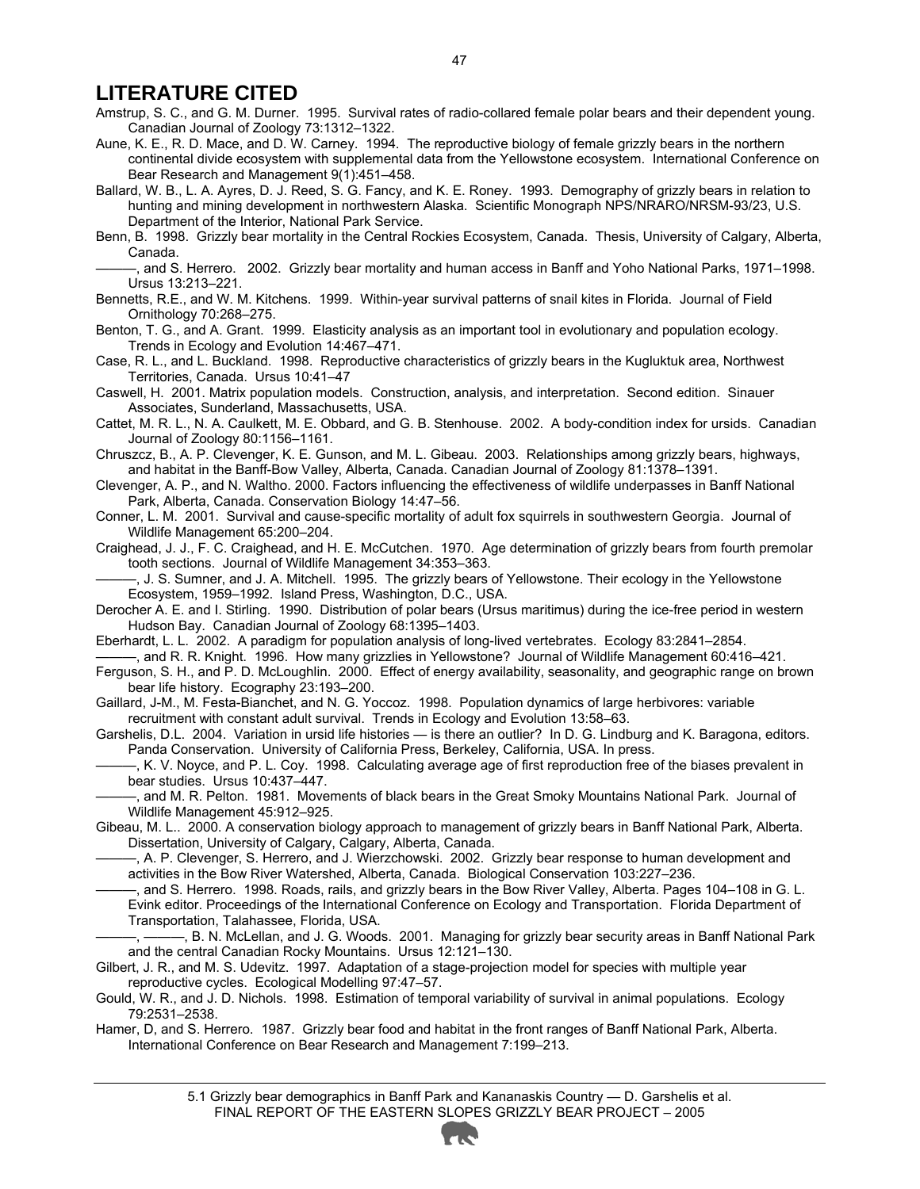# LITERATURE CITED

Amstrup, S. C., and G. M. Durner. 1995. Survival rates of radio-collared female polar bears and their dependent young. Canadian Journal of Zoology 73:1312–1322.

Aune, K. E., R. D. Mace, and D. W. Carney. 1994. The reproductive biology of female grizzly bears in the northern continental divide ecosystem with supplemental data from the Yellowstone ecosystem. International Conference on Bear Research and Management 9(1):451–458.

Ballard, W. B., L. A. Ayres, D. J. Reed, S. G. Fancy, and K. E. Roney. 1993. Demography of grizzly bears in relation to hunting and mining development in northwestern Alaska. Scientific Monograph NPS/NRARO/NRSM-93/23, U.S. Department of the Interior, National Park Service.

Benn, B. 1998. Grizzly bear mortality in the Central Rockies Ecosystem, Canada. Thesis, University of Calgary, Alberta, Canada.

———, and S. Herrero. 2002. Grizzly bear mortality and human access in Banff and Yoho National Parks, 1971–1998. Ursus 13:213–221.

Bennetts, R.E., and W. M. Kitchens. 1999. Within-year survival patterns of snail kites in Florida. Journal of Field Ornithology 70:268–275.

Benton, T. G., and A. Grant. 1999. Elasticity analysis as an important tool in evolutionary and population ecology. Trends in Ecology and Evolution 14:467–471.

Case, R. L., and L. Buckland. 1998. Reproductive characteristics of grizzly bears in the Kugluktuk area, Northwest Territories, Canada. Ursus 10:41–47

Caswell, H. 2001. Matrix population models. Construction, analysis, and interpretation. Second edition. Sinauer Associates, Sunderland, Massachusetts, USA.

Cattet, M. R. L., N. A. Caulkett, M. E. Obbard, and G. B. Stenhouse. 2002. A body-condition index for ursids. Canadian Journal of Zoology 80:1156–1161.

Chruszcz, B., A. P. Clevenger, K. E. Gunson, and M. L. Gibeau. 2003. Relationships among grizzly bears, highways, and habitat in the Banff-Bow Valley, Alberta, Canada. Canadian Journal of Zoology 81:1378–1391.

Clevenger, A. P., and N. Waltho. 2000. Factors influencing the effectiveness of wildlife underpasses in Banff National Park, Alberta, Canada. Conservation Biology 14:47–56.

Conner, L. M. 2001. Survival and cause-specific mortality of adult fox squirrels in southwestern Georgia. Journal of Wildlife Management 65:200–204.

Craighead, J. J., F. C. Craighead, and H. E. McCutchen. 1970. Age determination of grizzly bears from fourth premolar tooth sections. Journal of Wildlife Management 34:353–363.

———, J. S. Sumner, and J. A. Mitchell. 1995. The grizzly bears of Yellowstone. Their ecology in the Yellowstone Ecosystem, 1959–1992. Island Press, Washington, D.C., USA.

Derocher A. E. and I. Stirling. 1990. Distribution of polar bears (Ursus maritimus) during the ice-free period in western Hudson Bay. Canadian Journal of Zoology 68:1395–1403.

Eberhardt, L. L. 2002. A paradigm for population analysis of long-lived vertebrates. Ecology 83:2841–2854.

———, and R. R. Knight. 1996. How many grizzlies in Yellowstone? Journal of Wildlife Management 60:416–421.

Ferguson, S. H., and P. D. McLoughlin. 2000. Effect of energy availability, seasonality, and geographic range on brown bear life history. Ecography 23:193–200.

Gaillard, J-M., M. Festa-Bianchet, and N. G. Yoccoz. 1998. Population dynamics of large herbivores: variable recruitment with constant adult survival. Trends in Ecology and Evolution 13:58–63.

Garshelis, D.L. 2004. Variation in ursid life histories — is there an outlier? In D. G. Lindburg and K. Baragona, editors. Panda Conservation. University of California Press, Berkeley, California, USA. In press.

———, K. V. Noyce, and P. L. Coy. 1998. Calculating average age of first reproduction free of the biases prevalent in bear studies. Ursus 10:437–447.

———, and M. R. Pelton. 1981. Movements of black bears in the Great Smoky Mountains National Park. Journal of Wildlife Management 45:912–925.

Gibeau, M. L.. 2000. A conservation biology approach to management of grizzly bears in Banff National Park, Alberta. Dissertation, University of Calgary, Calgary, Alberta, Canada.

———, A. P. Clevenger, S. Herrero, and J. Wierzchowski. 2002. Grizzly bear response to human development and activities in the Bow River Watershed, Alberta, Canada. Biological Conservation 103:227–236.

———, and S. Herrero. 1998. Roads, rails, and grizzly bears in the Bow River Valley, Alberta. Pages 104–108 in G. L. Evink editor. Proceedings of the International Conference on Ecology and Transportation. Florida Department of Transportation, Talahassee, Florida, USA.

———, ———, B. N. McLellan, and J. G. Woods. 2001. Managing for grizzly bear security areas in Banff National Park and the central Canadian Rocky Mountains. Ursus 12:121–130.

Gilbert, J. R., and M. S. Udevitz. 1997. Adaptation of a stage-projection model for species with multiple year reproductive cycles. Ecological Modelling 97:47–57.

Gould, W. R., and J. D. Nichols. 1998. Estimation of temporal variability of survival in animal populations. Ecology 79:2531–2538.

Hamer, D, and S. Herrero. 1987. Grizzly bear food and habitat in the front ranges of Banff National Park, Alberta. International Conference on Bear Research and Management 7:199–213.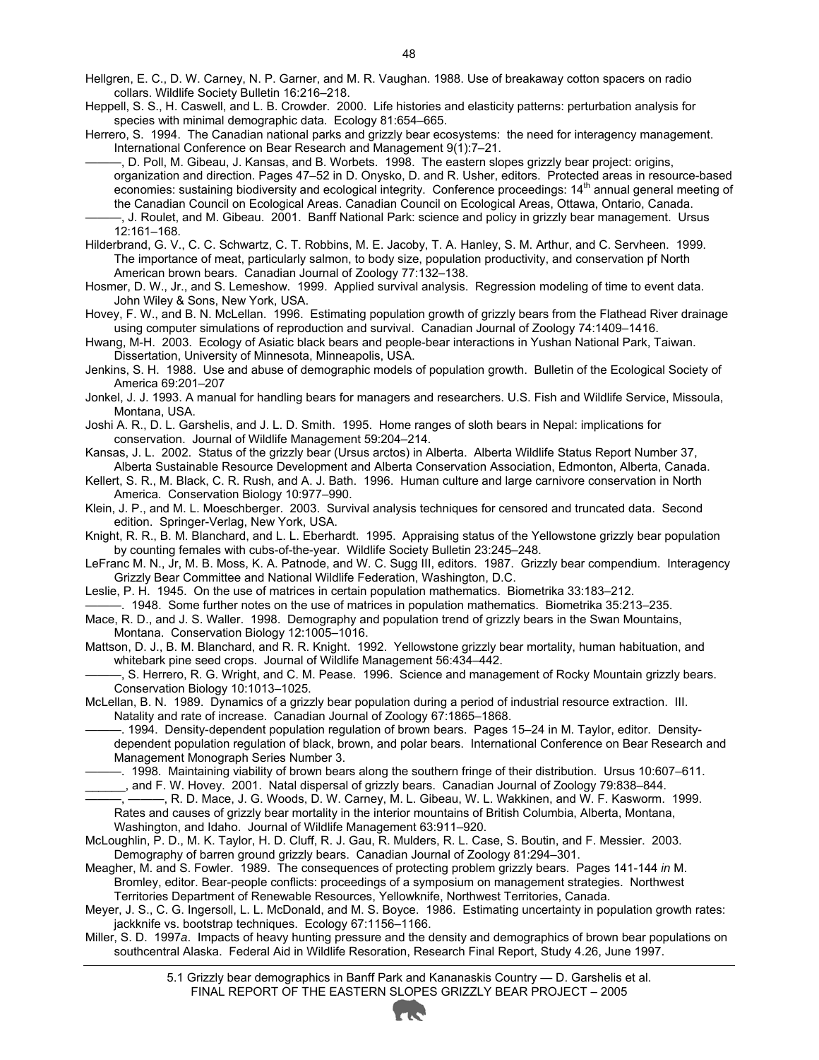Hellgren, E. C., D. W. Carney, N. P. Garner, and M. R. Vaughan. 1988. Use of breakaway cotton spacers on radio collars. Wildlife Society Bulletin 16:216–218.

Heppell, S. S., H. Caswell, and L. B. Crowder. 2000. Life histories and elasticity patterns: perturbation analysis for species with minimal demographic data. Ecology 81:654–665.

Herrero, S. 1994. The Canadian national parks and grizzly bear ecosystems: the need for interagency management. International Conference on Bear Research and Management 9(1):7–21.

———, D. Poll, M. Gibeau, J. Kansas, and B. Worbets. 1998. The eastern slopes grizzly bear project: origins, organization and direction. Pages 47–52 in D. Onysko, D. and R. Usher, editors. Protected areas in resource-based economies: sustaining biodiversity and ecological integrity. Conference proceedings: 14th annual general meeting of the Canadian Council on Ecological Areas. Canadian Council on Ecological Areas, Ottawa, Ontario, Canada.

———, J. Roulet, and M. Gibeau. 2001. Banff National Park: science and policy in grizzly bear management. Ursus 12:161–168.

Hilderbrand, G. V., C. C. Schwartz, C. T. Robbins, M. E. Jacoby, T. A. Hanley, S. M. Arthur, and C. Servheen. 1999. The importance of meat, particularly salmon, to body size, population productivity, and conservation pf North American brown bears. Canadian Journal of Zoology 77:132–138.

Hosmer, D. W., Jr., and S. Lemeshow. 1999. Applied survival analysis. Regression modeling of time to event data. John Wiley & Sons, New York, USA.

Hovey, F. W., and B. N. McLellan. 1996. Estimating population growth of grizzly bears from the Flathead River drainage using computer simulations of reproduction and survival. Canadian Journal of Zoology 74:1409–1416.

Hwang, M-H. 2003. Ecology of Asiatic black bears and people-bear interactions in Yushan National Park, Taiwan. Dissertation, University of Minnesota, Minneapolis, USA.

Jenkins, S. H. 1988. Use and abuse of demographic models of population growth. Bulletin of the Ecological Society of America 69:201–207

Jonkel, J. J. 1993. A manual for handling bears for managers and researchers. U.S. Fish and Wildlife Service, Missoula, Montana, USA.

Joshi A. R., D. L. Garshelis, and J. L. D. Smith. 1995. Home ranges of sloth bears in Nepal: implications for conservation. Journal of Wildlife Management 59:204–214.

Kansas, J. L. 2002. Status of the grizzly bear (Ursus arctos) in Alberta. Alberta Wildlife Status Report Number 37, Alberta Sustainable Resource Development and Alberta Conservation Association, Edmonton, Alberta, Canada.

Kellert, S. R., M. Black, C. R. Rush, and A. J. Bath. 1996. Human culture and large carnivore conservation in North America. Conservation Biology 10:977–990.

Klein, J. P., and M. L. Moeschberger. 2003. Survival analysis techniques for censored and truncated data. Second edition. Springer-Verlag, New York, USA.

Knight, R. R., B. M. Blanchard, and L. L. Eberhardt. 1995. Appraising status of the Yellowstone grizzly bear population by counting females with cubs-of-the-year. Wildlife Society Bulletin 23:245–248.

LeFranc M. N., Jr, M. B. Moss, K. A. Patnode, and W. C. Sugg III, editors. 1987. Grizzly bear compendium. Interagency Grizzly Bear Committee and National Wildlife Federation, Washington, D.C.

Leslie, P. H. 1945. On the use of matrices in certain population mathematics. Biometrika 33:183–212.

———. 1948. Some further notes on the use of matrices in population mathematics. Biometrika 35:213–235.

Mace, R. D., and J. S. Waller. 1998. Demography and population trend of grizzly bears in the Swan Mountains, Montana. Conservation Biology 12:1005–1016.

Mattson, D. J., B. M. Blanchard, and R. R. Knight. 1992. Yellowstone grizzly bear mortality, human habituation, and whitebark pine seed crops. Journal of Wildlife Management 56:434–442.

———, S. Herrero, R. G. Wright, and C. M. Pease. 1996. Science and management of Rocky Mountain grizzly bears. Conservation Biology 10:1013–1025.

McLellan, B. N. 1989. Dynamics of a grizzly bear population during a period of industrial resource extraction. III. Natality and rate of increase. Canadian Journal of Zoology 67:1865–1868.

———. 1994. Density-dependent population regulation of brown bears. Pages 15–24 in M. Taylor, editor. Density-dependent population regulation of black, brown, and polar bears. International Conference on Bear Research and Management Monograph Series Number 3.

———. 1998. Maintaining viability of brown bears along the southern fringe of their distribution. Ursus 10:607–611.

______, and F. W. Hovey. 2001. Natal dispersal of grizzly bears. Canadian Journal of Zoology 79:838–844.

———, ———, R. D. Mace, J. G. Woods, D. W. Carney, M. L. Gibeau, W. L. Wakkinen, and W. F. Kasworm. 1999. Rates and causes of grizzly bear mortality in the interior mountains of British Columbia, Alberta, Montana, Washington, and Idaho. Journal of Wildlife Management 63:911–920.

McLoughlin, P. D., M. K. Taylor, H. D. Cluff, R. J. Gau, R. Mulders, R. L. Case, S. Boutin, and F. Messier. 2003. Demography of barren ground grizzly bears. Canadian Journal of Zoology 81:294–301.

Meagher, M. and S. Fowler. 1989. The consequences of protecting problem grizzly bears. Pages 141-144 *in* M. Bromley, editor. Bear-people conflicts: proceedings of a symposium on management strategies. Northwest Territories Department of Renewable Resources, Yellowknife, Northwest Territories, Canada.

Meyer, J. S., C. G. Ingersoll, L. L. McDonald, and M. S. Boyce. 1986. Estimating uncertainty in population growth rates: jackknife vs. bootstrap techniques. Ecology 67:1156–1166.

Miller, S. D. 1997*a*. Impacts of heavy hunting pressure and the density and demographics of brown bear populations on southcentral Alaska. Federal Aid in Wildlife Resoration, Research Final Report, Study 4.26, June 1997.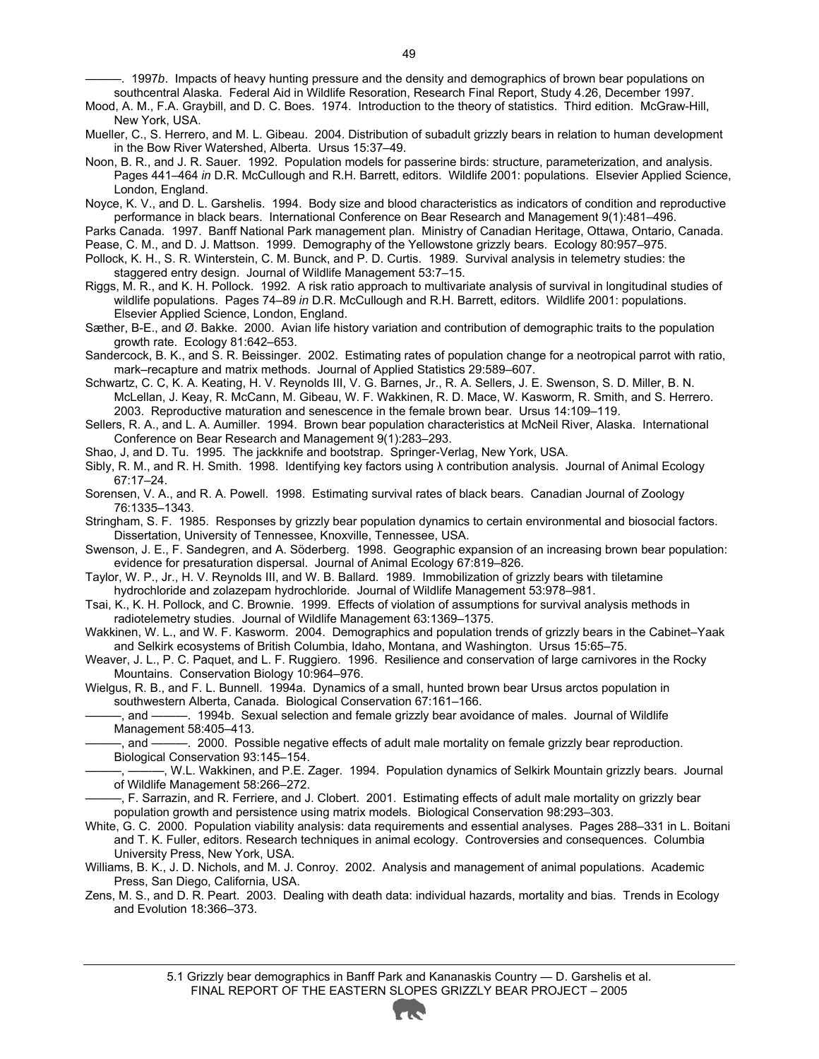———. 1997*b*. Impacts of heavy hunting pressure and the density and demographics of brown bear populations on southcentral Alaska. Federal Aid in Wildlife Resoration, Research Final Report, Study 4.26, December 1997.

Mood, A. M., F.A. Graybill, and D. C. Boes. 1974. Introduction to the theory of statistics. Third edition. McGraw-Hill, New York, USA.

Mueller, C., S. Herrero, and M. L. Gibeau. 2004. Distribution of subadult grizzly bears in relation to human development in the Bow River Watershed, Alberta. Ursus 15:37–49.

Noon, B. R., and J. R. Sauer. 1992. Population models for passerine birds: structure, parameterization, and analysis. Pages 441–464 *in* D.R. McCullough and R.H. Barrett, editors. Wildlife 2001: populations. Elsevier Applied Science, London, England.

Noyce, K. V., and D. L. Garshelis. 1994. Body size and blood characteristics as indicators of condition and reproductive performance in black bears. International Conference on Bear Research and Management 9(1):481–496.

Parks Canada. 1997. Banff National Park management plan. Ministry of Canadian Heritage, Ottawa, Ontario, Canada.

Pease, C. M., and D. J. Mattson. 1999. Demography of the Yellowstone grizzly bears. Ecology 80:957–975.

Pollock, K. H., S. R. Winterstein, C. M. Bunck, and P. D. Curtis. 1989. Survival analysis in telemetry studies: the staggered entry design. Journal of Wildlife Management 53:7–15.

Riggs, M. R., and K. H. Pollock. 1992. A risk ratio approach to multivariate analysis of survival in longitudinal studies of wildlife populations. Pages 74–89 *in* D.R. McCullough and R.H. Barrett, editors. Wildlife 2001: populations. Elsevier Applied Science, London, England.

Sæther, B-E., and Ø. Bakke. 2000. Avian life history variation and contribution of demographic traits to the population growth rate. Ecology 81:642–653.

Sandercock, B. K., and S. R. Beissinger. 2002. Estimating rates of population change for a neotropical parrot with ratio, mark–recapture and matrix methods. Journal of Applied Statistics 29:589–607.

Schwartz, C. C, K. A. Keating, H. V. Reynolds III, V. G. Barnes, Jr., R. A. Sellers, J. E. Swenson, S. D. Miller, B. N. McLellan, J. Keay, R. McCann, M. Gibeau, W. F. Wakkinen, R. D. Mace, W. Kasworm, R. Smith, and S. Herrero. 2003. Reproductive maturation and senescence in the female brown bear. Ursus 14:109–119.

Sellers, R. A., and L. A. Aumiller. 1994. Brown bear population characteristics at McNeil River, Alaska. International Conference on Bear Research and Management 9(1):283–293.

Shao, J, and D. Tu. 1995. The jackknife and bootstrap. Springer-Verlag, New York, USA.

Sibly, R. M., and R. H. Smith. 1998. Identifying key factors using λ contribution analysis. Journal of Animal Ecology 67:17–24.

Sorensen, V. A., and R. A. Powell. 1998. Estimating survival rates of black bears. Canadian Journal of Zoology 76:1335–1343.

Stringham, S. F. 1985. Responses by grizzly bear population dynamics to certain environmental and biosocial factors. Dissertation, University of Tennessee, Knoxville, Tennessee, USA.

Swenson, J. E., F. Sandegren, and A. Söderberg. 1998. Geographic expansion of an increasing brown bear population: evidence for presaturation dispersal. Journal of Animal Ecology 67:819–826.

Taylor, W. P., Jr., H. V. Reynolds III, and W. B. Ballard. 1989. Immobilization of grizzly bears with tiletamine hydrochloride and zolazepam hydrochloride. Journal of Wildlife Management 53:978–981.

Tsai, K., K. H. Pollock, and C. Brownie. 1999. Effects of violation of assumptions for survival analysis methods in radiotelemetry studies. Journal of Wildlife Management 63:1369–1375.

Wakkinen, W. L., and W. F. Kasworm. 2004. Demographics and population trends of grizzly bears in the Cabinet–Yaak and Selkirk ecosystems of British Columbia, Idaho, Montana, and Washington. Ursus 15:65–75.

Weaver, J. L., P. C. Paquet, and L. F. Ruggiero. 1996. Resilience and conservation of large carnivores in the Rocky Mountains. Conservation Biology 10:964–976.

Wielgus, R. B., and F. L. Bunnell. 1994*a*. Dynamics of a small, hunted brown bear Ursus arctos population in southwestern Alberta, Canada. Biological Conservation 67:161–166.

———, and ———. 1994b. Sexual selection and female grizzly bear avoidance of males. Journal of Wildlife Management 58:405–413.

———, and ———. 2000. Possible negative effects of adult male mortality on female grizzly bear reproduction. Biological Conservation 93:145–154.

———, ———, W.L. Wakkinen, and P.E. Zager. 1994. Population dynamics of Selkirk Mountain grizzly bears. Journal of Wildlife Management 58:266–272.

———, F. Sarrazin, and R. Ferriere, and J. Clobert. 2001. Estimating effects of adult male mortality on grizzly bear population growth and persistence using matrix models. Biological Conservation 98:293–303.

White, G. C. 2000. Population viability analysis: data requirements and essential analyses. Pages 288–331 in L. Boitani and T. K. Fuller, editors. Research techniques in animal ecology. Controversies and consequences. Columbia University Press, New York, USA.

Williams, B. K., J. D. Nichols, and M. J. Conroy. 2002. Analysis and management of animal populations. Academic Press, San Diego, California, USA.

Zens, M. S., and D. R. Peart. 2003. Dealing with death data: individual hazards, mortality and bias. Trends in Ecology and Evolution 18:366–373.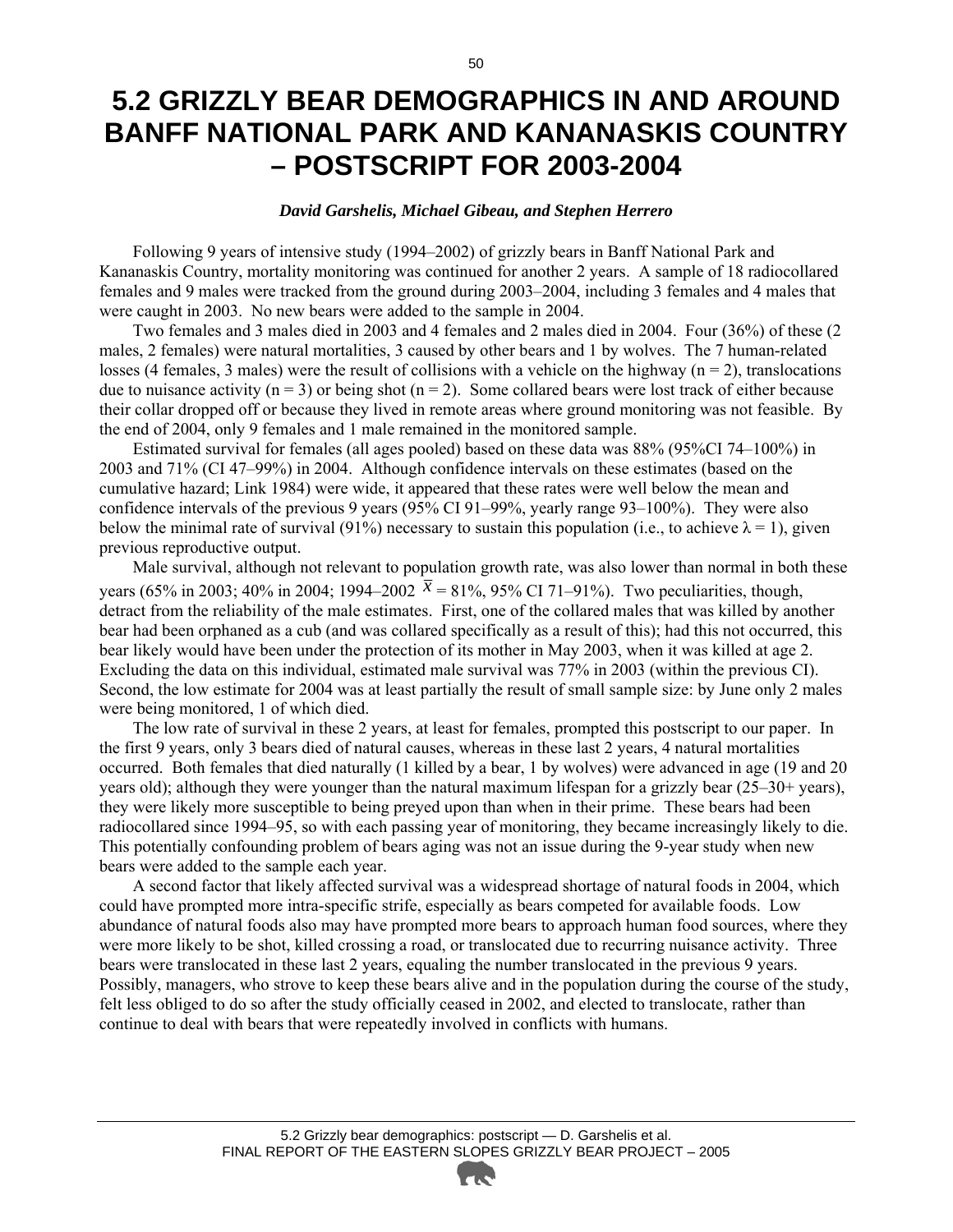# 5.2 GRIZZLY BEAR DEMOGRAPHICS IN AND AROUND BANFF NATIONAL PARK AND KANANASKIS COUNTRY – POSTSCRIPT FOR 2003-2004

***David Garshelis, Michael Gibeau, and Stephen Herrero***

Following 9 years of intensive study (1994–2002) of grizzly bears in Banff National Park and Kananaskis Country, mortality monitoring was continued for another 2 years. A sample of 18 radiocollared females and 9 males were tracked from the ground during 2003–2004, including 3 females and 4 males that were caught in 2003. No new bears were added to the sample in 2004.

Two females and 3 males died in 2003 and 4 females and 2 males died in 2004. Four (36%) of these (2 males, 2 females) were natural mortalities, 3 caused by other bears and 1 by wolves. The 7 human-related losses (4 females, 3 males) were the result of collisions with a vehicle on the highway ($n = 2$), translocations due to nuisance activity ($n = 3$) or being shot ($n = 2$). Some collared bears were lost track of either because their collar dropped off or because they lived in remote areas where ground monitoring was not feasible. By the end of 2004, only 9 females and 1 male remained in the monitored sample.

Estimated survival for females (all ages pooled) based on these data was 88% (95%CI 74–100%) in 2003 and 71% (CI 47–99%) in 2004. Although confidence intervals on these estimates (based on the cumulative hazard; Link 1984) were wide, it appeared that these rates were well below the mean and confidence intervals of the previous 9 years (95% CI 91–99%, yearly range 93–100%). They were also below the minimal rate of survival (91%) necessary to sustain this population (i.e., to achieve $\lambda = 1$), given previous reproductive output.

Male survival, although not relevant to population growth rate, was also lower than normal in both these years (65% in 2003; 40% in 2004; 1994–2002 $\bar{x} = 81\%$, 95% CI 71–91%). Two peculiarities, though, detract from the reliability of the male estimates. First, one of the collared males that was killed by another bear had been orphaned as a cub (and was collared specifically as a result of this); had this not occurred, this bear likely would have been under the protection of its mother in May 2003, when it was killed at age 2. Excluding the data on this individual, estimated male survival was 77% in 2003 (within the previous CI). Second, the low estimate for 2004 was at least partially the result of small sample size: by June only 2 males were being monitored, 1 of which died.

The low rate of survival in these 2 years, at least for females, prompted this postscript to our paper. In the first 9 years, only 3 bears died of natural causes, whereas in these last 2 years, 4 natural mortalities occurred. Both females that died naturally (1 killed by a bear, 1 by wolves) were advanced in age (19 and 20 years old); although they were younger than the natural maximum lifespan for a grizzly bear (25–30+ years), they were likely more susceptible to being preyed upon than when in their prime. These bears had been radiocollared since 1994–95, so with each passing year of monitoring, they became increasingly likely to die. This potentially confounding problem of bears aging was not an issue during the 9-year study when new bears were added to the sample each year.

A second factor that likely affected survival was a widespread shortage of natural foods in 2004, which could have prompted more intra-specific strife, especially as bears competed for available foods. Low abundance of natural foods also may have prompted more bears to approach human food sources, where they were more likely to be shot, killed crossing a road, or translocated due to recurring nuisance activity. Three bears were translocated in these last 2 years, equaling the number translocated in the previous 9 years. Possibly, managers, who strove to keep these bears alive and in the population during the course of the study, felt less obliged to do so after the study officially ceased in 2002, and elected to translocate, rather than continue to deal with bears that were repeatedly involved in conflicts with humans.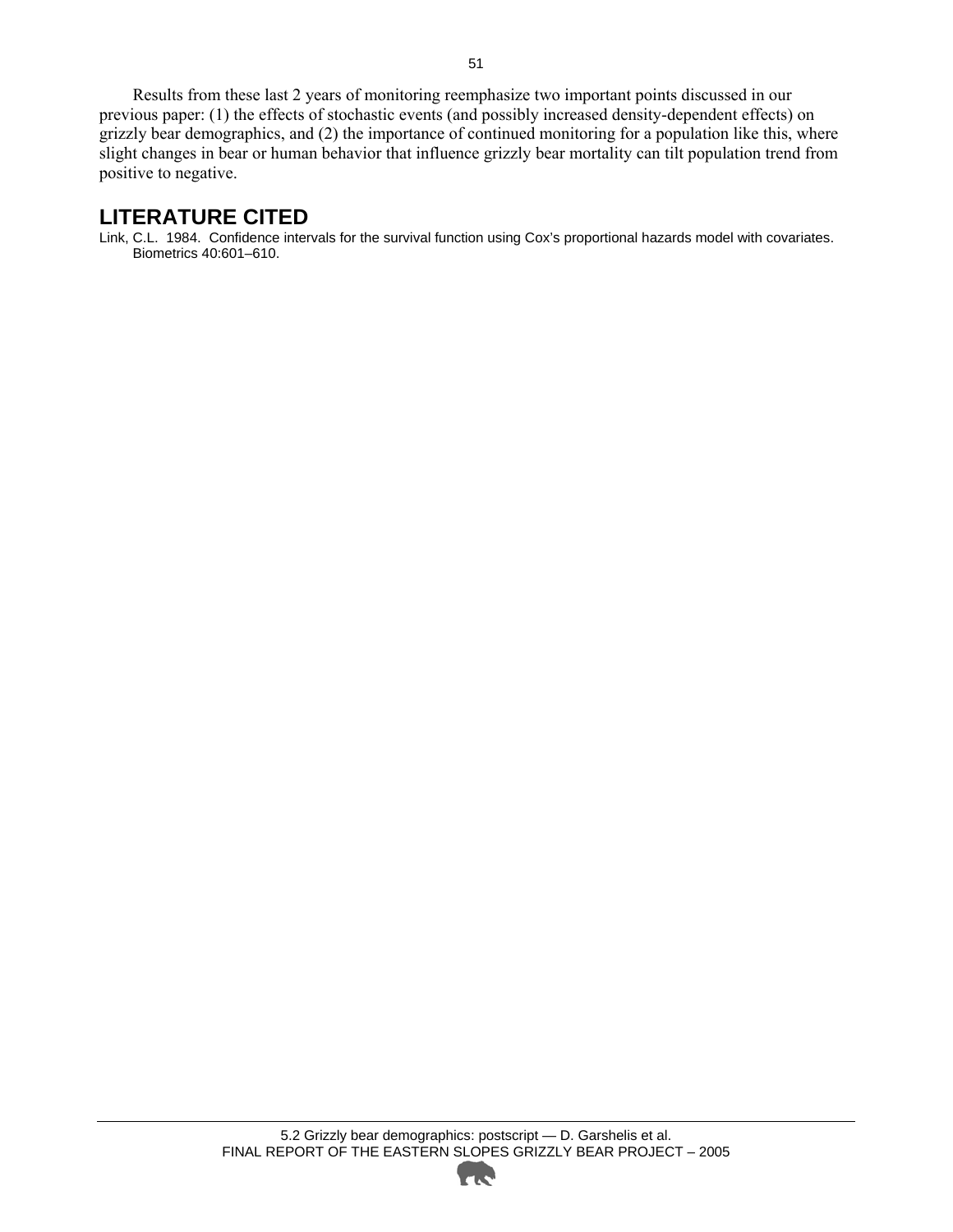Results from these last 2 years of monitoring reemphasize two important points discussed in our previous paper: (1) the effects of stochastic events (and possibly increased density-dependent effects) on grizzly bear demographics, and (2) the importance of continued monitoring for a population like this, where slight changes in bear or human behavior that influence grizzly bear mortality can tilt population trend from positive to negative.

## LITERATURE CITED

Link, C.L. 1984. Confidence intervals for the survival function using Cox's proportional hazards model with covariates. Biometrics 40:601–610.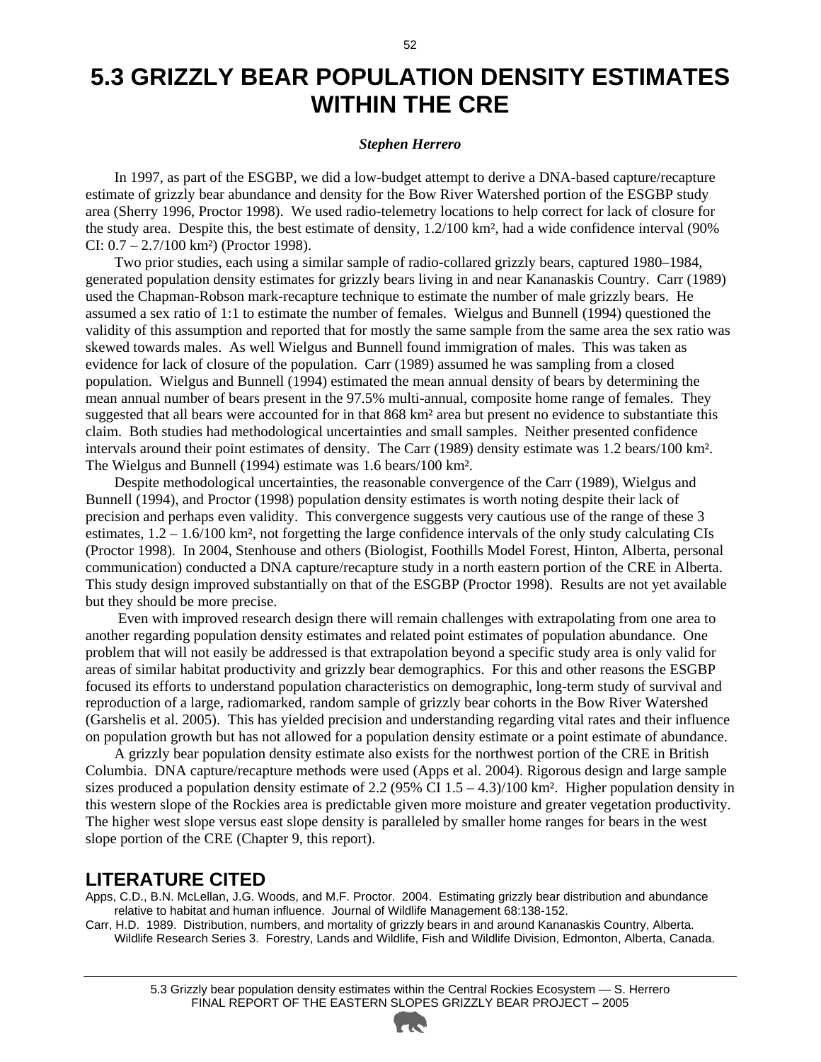# 5.3 GRIZZLY BEAR POPULATION DENSITY ESTIMATES WITHIN THE CRE

***Stephen Herrero***

In 1997, as part of the ESGBP, we did a low-budget attempt to derive a DNA-based capture/recapture estimate of grizzly bear abundance and density for the Bow River Watershed portion of the ESGBP study area (Sherry 1996, Proctor 1998). We used radio-telemetry locations to help correct for lack of closure for the study area. Despite this, the best estimate of density, 1.2/100 km², had a wide confidence interval (90% CI: 0.7 – 2.7/100 km²) (Proctor 1998).

Two prior studies, each using a similar sample of radio-collared grizzly bears, captured 1980–1984, generated population density estimates for grizzly bears living in and near Kananaskis Country. Carr (1989) used the Chapman-Robson mark-recapture technique to estimate the number of male grizzly bears. He assumed a sex ratio of 1:1 to estimate the number of females. Wielgus and Bunnell (1994) questioned the validity of this assumption and reported that for mostly the same sample from the same area the sex ratio was skewed towards males. As well Wielgus and Bunnell found immigration of males. This was taken as evidence for lack of closure of the population. Carr (1989) assumed he was sampling from a closed population. Wielgus and Bunnell (1994) estimated the mean annual density of bears by determining the mean annual number of bears present in the 97.5% multi-annual, composite home range of females. They suggested that all bears were accounted for in that 868 km² area but present no evidence to substantiate this claim. Both studies had methodological uncertainties and small samples. Neither presented confidence intervals around their point estimates of density. The Carr (1989) density estimate was 1.2 bears/100 km². The Wielgus and Bunnell (1994) estimate was 1.6 bears/100 km².

Despite methodological uncertainties, the reasonable convergence of the Carr (1989), Wielgus and Bunnell (1994), and Proctor (1998) population density estimates is worth noting despite their lack of precision and perhaps even validity. This convergence suggests very cautious use of the range of these 3 estimates, 1.2 – 1.6/100 km², not forgetting the large confidence intervals of the only study calculating CIs (Proctor 1998). In 2004, Stenhouse and others (Biologist, Foothills Model Forest, Hinton, Alberta, personal communication) conducted a DNA capture/recapture study in a north eastern portion of the CRE in Alberta. This study design improved substantially on that of the ESGBP (Proctor 1998). Results are not yet available but they should be more precise.

Even with improved research design there will remain challenges with extrapolating from one area to another regarding population density estimates and related point estimates of population abundance. One problem that will not easily be addressed is that extrapolation beyond a specific study area is only valid for areas of similar habitat productivity and grizzly bear demographics. For this and other reasons the ESGBP focused its efforts to understand population characteristics on demographic, long-term study of survival and reproduction of a large, radiomarked, random sample of grizzly bear cohorts in the Bow River Watershed (Garshelis et al. 2005). This has yielded precision and understanding regarding vital rates and their influence on population growth but has not allowed for a population density estimate or a point estimate of abundance.

A grizzly bear population density estimate also exists for the northwest portion of the CRE in British Columbia. DNA capture/recapture methods were used (Apps et al. 2004). Rigorous design and large sample sizes produced a population density estimate of 2.2 (95% CI 1.5 – 4.3)/100 km². Higher population density in this western slope of the Rockies area is predictable given more moisture and greater vegetation productivity. The higher west slope versus east slope density is paralleled by smaller home ranges for bears in the west slope portion of the CRE (Chapter 9, this report).

## LITERATURE CITED

Apps, C.D., B.N. McLellan, J.G. Woods, and M.F. Proctor. 2004. Estimating grizzly bear distribution and abundance relative to habitat and human influence. Journal of Wildlife Management 68:138-152.

Carr, H.D. 1989. Distribution, numbers, and mortality of grizzly bears in and around Kananaskis Country, Alberta. Wildlife Research Series 3. Forestry, Lands and Wildlife, Fish and Wildlife Division, Edmonton, Alberta, Canada.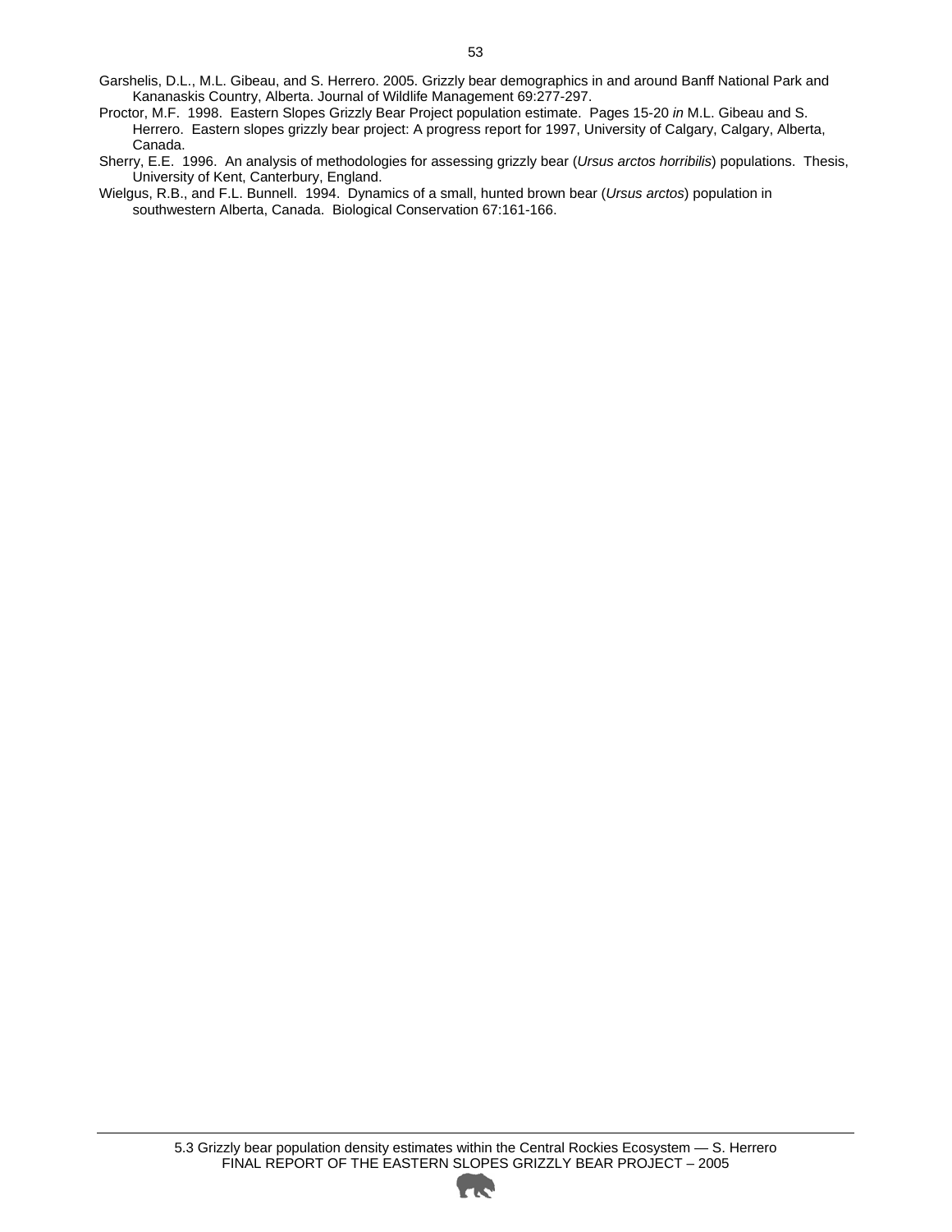Garshelis, D.L., M.L. Gibeau, and S. Herrero. 2005. Grizzly bear demographics in and around Banff National Park and Kananaskis Country, Alberta. Journal of Wildlife Management 69:277-297.

Proctor, M.F. 1998. Eastern Slopes Grizzly Bear Project population estimate. Pages 15-20 *in* M.L. Gibeau and S. Herrero. Eastern slopes grizzly bear project: A progress report for 1997, University of Calgary, Calgary, Alberta, Canada.

Sherry, E.E. 1996. An analysis of methodologies for assessing grizzly bear (*Ursus arctos horribilis*) populations. Thesis, University of Kent, Canterbury, England.

Wielgus, R.B., and F.L. Bunnell. 1994. Dynamics of a small, hunted brown bear (*Ursus arctos*) population in southwestern Alberta, Canada. Biological Conservation 67:161-166.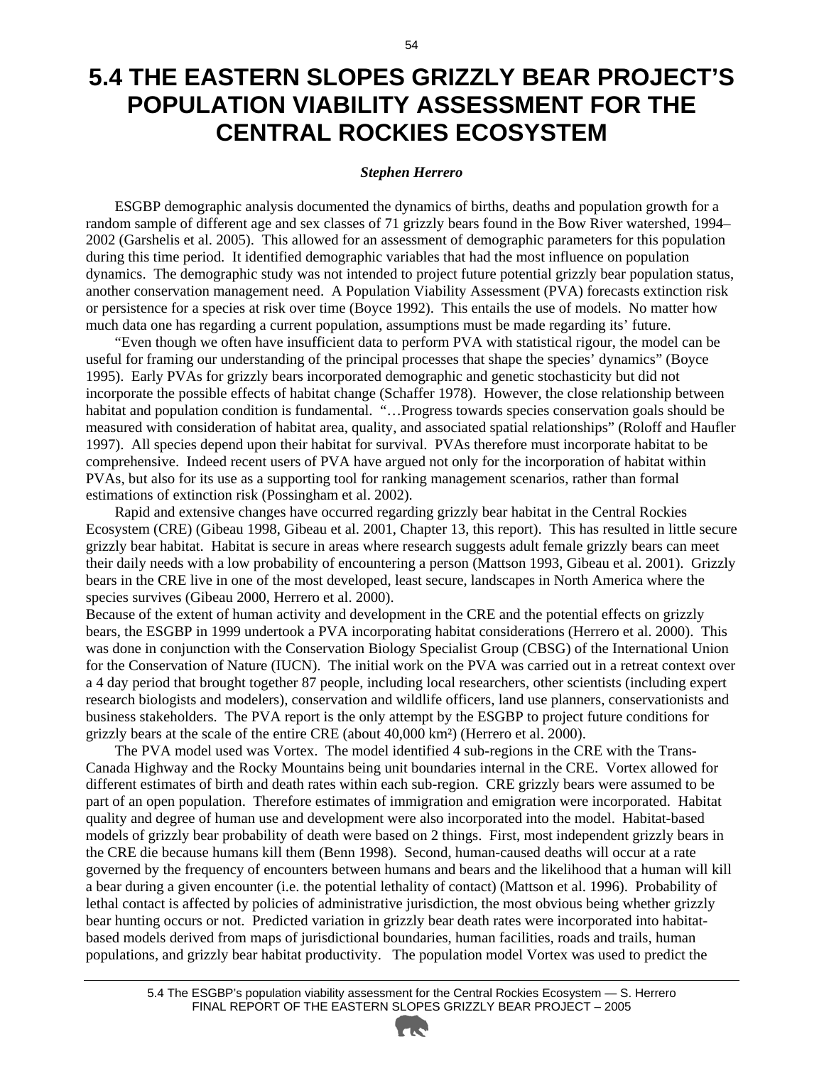# 5.4 THE EASTERN SLOPES GRIZZLY BEAR PROJECT'S POPULATION VIABILITY ASSESSMENT FOR THE CENTRAL ROCKIES ECOSYSTEM

***Stephen Herrero***

ESGBP demographic analysis documented the dynamics of births, deaths and population growth for a random sample of different age and sex classes of 71 grizzly bears found in the Bow River watershed, 1994–2002 (Garshelis et al. 2005). This allowed for an assessment of demographic parameters for this population during this time period. It identified demographic variables that had the most influence on population dynamics. The demographic study was not intended to project future potential grizzly bear population status, another conservation management need. A Population Viability Assessment (PVA) forecasts extinction risk or persistence for a species at risk over time (Boyce 1992). This entails the use of models. No matter how much data one has regarding a current population, assumptions must be made regarding its' future.

"Even though we often have insufficient data to perform PVA with statistical rigour, the model can be useful for framing our understanding of the principal processes that shape the species' dynamics" (Boyce 1995). Early PVAs for grizzly bears incorporated demographic and genetic stochasticity but did not incorporate the possible effects of habitat change (Schaffer 1978). However, the close relationship between habitat and population condition is fundamental. "…Progress towards species conservation goals should be measured with consideration of habitat area, quality, and associated spatial relationships" (Roloff and Haufler 1997). All species depend upon their habitat for survival. PVAs therefore must incorporate habitat to be comprehensive. Indeed recent users of PVA have argued not only for the incorporation of habitat within PVAs, but also for its use as a supporting tool for ranking management scenarios, rather than formal estimations of extinction risk (Possingham et al. 2002).

Rapid and extensive changes have occurred regarding grizzly bear habitat in the Central Rockies Ecosystem (CRE) (Gibeau 1998, Gibeau et al. 2001, Chapter 13, this report). This has resulted in little secure grizzly bear habitat. Habitat is secure in areas where research suggests adult female grizzly bears can meet their daily needs with a low probability of encountering a person (Mattson 1993, Gibeau et al. 2001). Grizzly bears in the CRE live in one of the most developed, least secure, landscapes in North America where the species survives (Gibeau 2000, Herrero et al. 2000).

Because of the extent of human activity and development in the CRE and the potential effects on grizzly bears, the ESGBP in 1999 undertook a PVA incorporating habitat considerations (Herrero et al. 2000). This was done in conjunction with the Conservation Biology Specialist Group (CBSG) of the International Union for the Conservation of Nature (IUCN). The initial work on the PVA was carried out in a retreat context over a 4 day period that brought together 87 people, including local researchers, other scientists (including expert research biologists and modelers), conservation and wildlife officers, land use planners, conservationists and business stakeholders. The PVA report is the only attempt by the ESGBP to project future conditions for grizzly bears at the scale of the entire CRE (about 40,000 km²) (Herrero et al. 2000).

The PVA model used was Vortex. The model identified 4 sub-regions in the CRE with the Trans-Canada Highway and the Rocky Mountains being unit boundaries internal in the CRE. Vortex allowed for different estimates of birth and death rates within each sub-region. CRE grizzly bears were assumed to be part of an open population. Therefore estimates of immigration and emigration were incorporated. Habitat quality and degree of human use and development were also incorporated into the model. Habitat-based models of grizzly bear probability of death were based on 2 things. First, most independent grizzly bears in the CRE die because humans kill them (Benn 1998). Second, human-caused deaths will occur at a rate governed by the frequency of encounters between humans and bears and the likelihood that a human will kill a bear during a given encounter (i.e. the potential lethality of contact) (Mattson et al. 1996). Probability of lethal contact is affected by policies of administrative jurisdiction, the most obvious being whether grizzly bear hunting occurs or not. Predicted variation in grizzly bear death rates were incorporated into habitat-based models derived from maps of jurisdictional boundaries, human facilities, roads and trails, human populations, and grizzly bear habitat productivity. The population model Vortex was used to predict the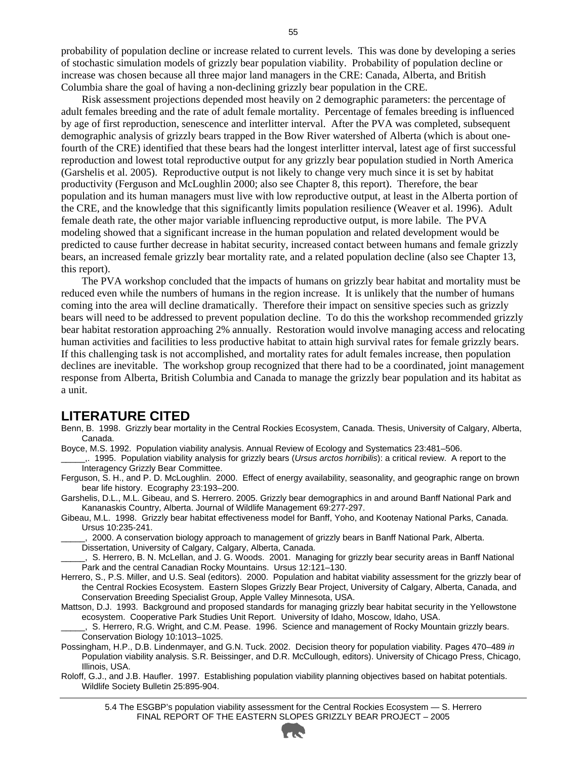probability of population decline or increase related to current levels. This was done by developing a series of stochastic simulation models of grizzly bear population viability. Probability of population decline or increase was chosen because all three major land managers in the CRE: Canada, Alberta, and British Columbia share the goal of having a non-declining grizzly bear population in the CRE.

Risk assessment projections depended most heavily on 2 demographic parameters: the percentage of adult females breeding and the rate of adult female mortality. Percentage of females breeding is influenced by age of first reproduction, senescence and interlitter interval. After the PVA was completed, subsequent demographic analysis of grizzly bears trapped in the Bow River watershed of Alberta (which is about one-fourth of the CRE) identified that these bears had the longest interlitter interval, latest age of first successful reproduction and lowest total reproductive output for any grizzly bear population studied in North America (Garshelis et al. 2005). Reproductive output is not likely to change very much since it is set by habitat productivity (Ferguson and McLoughlin 2000; also see Chapter 8, this report). Therefore, the bear population and its human managers must live with low reproductive output, at least in the Alberta portion of the CRE, and the knowledge that this significantly limits population resilience (Weaver et al. 1996). Adult female death rate, the other major variable influencing reproductive output, is more labile. The PVA modeling showed that a significant increase in the human population and related development would be predicted to cause further decrease in habitat security, increased contact between humans and female grizzly bears, an increased female grizzly bear mortality rate, and a related population decline (also see Chapter 13, this report).

The PVA workshop concluded that the impacts of humans on grizzly bear habitat and mortality must be reduced even while the numbers of humans in the region increase. It is unlikely that the number of humans coming into the area will decline dramatically. Therefore their impact on sensitive species such as grizzly bears will need to be addressed to prevent population decline. To do this the workshop recommended grizzly bear habitat restoration approaching 2% annually. Restoration would involve managing access and relocating human activities and facilities to less productive habitat to attain high survival rates for female grizzly bears. If this challenging task is not accomplished, and mortality rates for adult females increase, then population declines are inevitable. The workshop group recognized that there had to be a coordinated, joint management response from Alberta, British Columbia and Canada to manage the grizzly bear population and its habitat as a unit.

## LITERATURE CITED

Benn, B. 1998. Grizzly bear mortality in the Central Rockies Ecosystem, Canada. Thesis, University of Calgary, Alberta, Canada.

Boyce, M.S. 1992. Population viability analysis. Annual Review of Ecology and Systematics 23:481–506.

_____,. 1995. Population viability analysis for grizzly bears (*Ursus arctos horribilis*): a critical review. A report to the Interagency Grizzly Bear Committee.

Ferguson, S. H., and P. D. McLoughlin. 2000. Effect of energy availability, seasonality, and geographic range on brown bear life history. Ecography 23:193–200.

Garshelis, D.L., M.L. Gibeau, and S. Herrero. 2005. Grizzly bear demographics in and around Banff National Park and Kananaskis Country, Alberta. Journal of Wildlife Management 69:277-297.

Gibeau, M.L. 1998. Grizzly bear habitat effectiveness model for Banff, Yoho, and Kootenay National Parks, Canada. Ursus 10:235-241.

_____, 2000. A conservation biology approach to management of grizzly bears in Banff National Park, Alberta. Dissertation, University of Calgary, Calgary, Alberta, Canada.

_____, S. Herrero, B. N. McLellan, and J. G. Woods. 2001. Managing for grizzly bear security areas in Banff National Park and the central Canadian Rocky Mountains. Ursus 12:121–130.

Herrero, S., P.S. Miller, and U.S. Seal (editors). 2000. Population and habitat viability assessment for the grizzly bear of the Central Rockies Ecosystem. Eastern Slopes Grizzly Bear Project, University of Calgary, Alberta, Canada, and Conservation Breeding Specialist Group, Apple Valley Minnesota, USA.

Mattson, D.J. 1993. Background and proposed standards for managing grizzly bear habitat security in the Yellowstone ecosystem. Cooperative Park Studies Unit Report. University of Idaho, Moscow, Idaho, USA.

_____, S. Herrero, R.G. Wright, and C.M. Pease. 1996. Science and management of Rocky Mountain grizzly bears. Conservation Biology 10:1013–1025.

Possingham, H.P., D.B. Lindenmayer, and G.N. Tuck. 2002. Decision theory for population viability. Pages 470–489 *in* Population viability analysis. S.R. Beissinger, and D.R. McCullough, editors). University of Chicago Press, Chicago, Illinois, USA.

Roloff, G.J., and J.B. Haufler. 1997. Establishing population viability planning objectives based on habitat potentials. Wildlife Society Bulletin 25:895-904.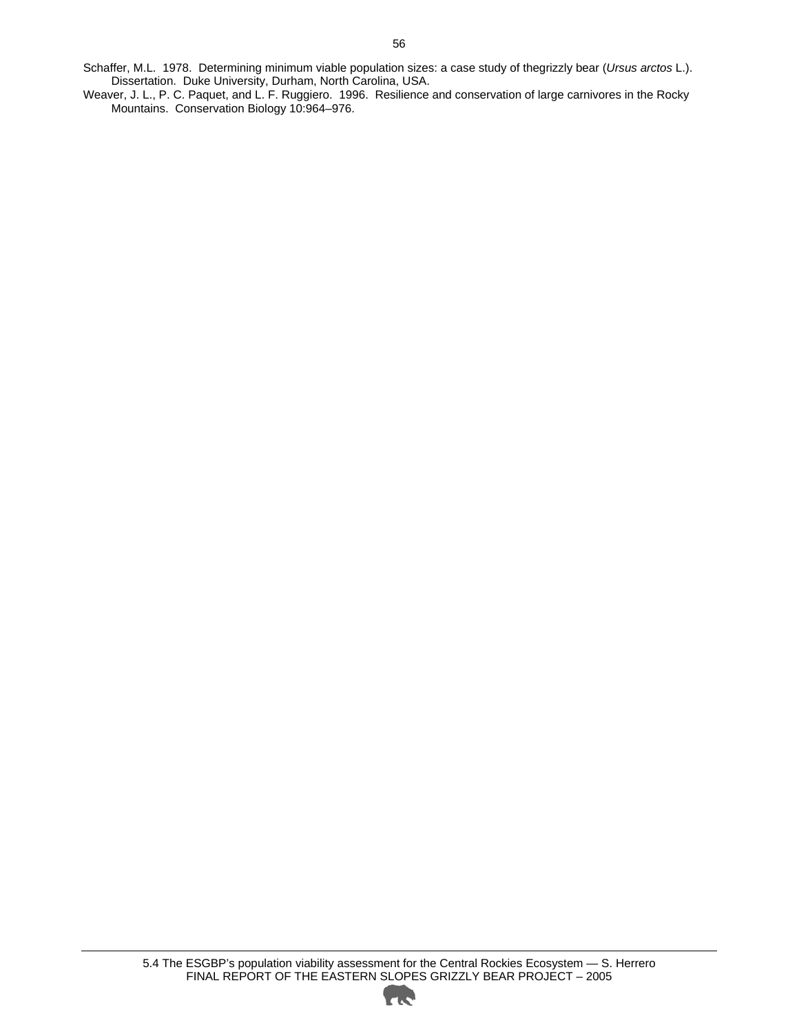Schaffer, M.L. 1978. Determining minimum viable population sizes: a case study of thegrizzly bear (*Ursus arctos* L.). Dissertation. Duke University, Durham, North Carolina, USA.

Weaver, J. L., P. C. Paquet, and L. F. Ruggiero. 1996. Resilience and conservation of large carnivores in the Rocky Mountains. Conservation Biology 10:964–976.